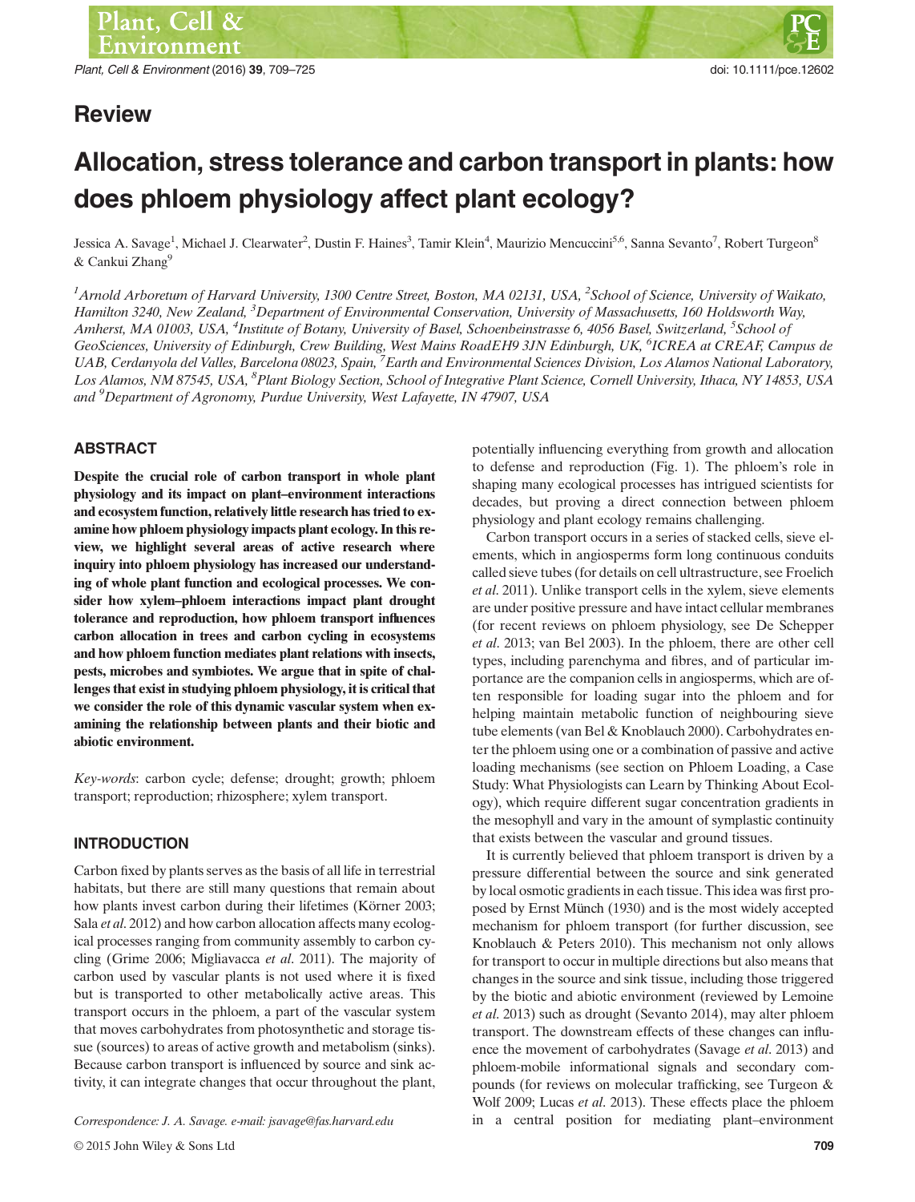## Review

# Allocation, stress tolerance and carbon transport in plants: how does phloem physiology affect plant ecology?

Jessica A. Savage[1], Michael J. Clearwater[2], Dustin F. Haines[3], Tamir Klein[4], Maurizio Mencuccini[5,6], Sanna Sevanto[7], Robert Turgeon[8] & Cankui Zhang[9]

*[1]Arnold Arboretum of Harvard University, 1300 Centre Street, Boston, MA 02131, USA, [2]School of Science, University of Waikato, Hamilton 3240, New Zealand, [3]Department of Environmental Conservation, University of Massachusetts, 160 Holdsworth Way, Amherst, MA 01003, USA, [4]Institute of Botany, University of Basel, Schoenbeinstrasse 6, 4056 Basel, Switzerland, [5]School of GeoSciences, University of Edinburgh, Crew Building, West Mains RoadEH9 3JN Edinburgh, UK, [6]ICREA at CREAF, Campus de UAB, Cerdanyola del Valles, Barcelona 08023, Spain, [7]Earth and Environmental Sciences Division, Los Alamos National Laboratory, Los Alamos, NM 87545, USA, [8]Plant Biology Section, School of Integrative Plant Science, Cornell University, Ithaca, NY 14853, USA and [9]Department of Agronomy, Purdue University, West Lafayette, IN 47907, USA*

## ABSTRACT

**Despite the crucial role of carbon transport in whole plant physiology and its impact on plant–environment interactions and ecosystem function, relatively little research has tried to examine how phloem physiology impacts plant ecology. In this review, we highlight several areas of active research where inquiry into phloem physiology has increased our understanding of whole plant function and ecological processes. We consider how xylem–phloem interactions impact plant drought tolerance and reproduction, how phloem transport influences carbon allocation in trees and carbon cycling in ecosystems and how phloem function mediates plant relations with insects, pests, microbes and symbiotes. We argue that in spite of challenges that exist in studying phloem physiology, it is critical that we consider the role of this dynamic vascular system when examining the relationship between plants and their biotic and abiotic environment.**

*Key-words*: carbon cycle; defense; drought; growth; phloem transport; reproduction; rhizosphere; xylem transport.

## INTRODUCTION

Carbon fixed by plants serves as the basis of all life in terrestrial habitats, but there are still many questions that remain about how plants invest carbon during their lifetimes (Körner 2003; Sala *et al.* 2012) and how carbon allocation affects many ecological processes ranging from community assembly to carbon cycling (Grime 2006; Migliavacca *et al.* 2011). The majority of carbon used by vascular plants is not used where it is fixed but is transported to other metabolically active areas. This transport occurs in the phloem, a part of the vascular system that moves carbohydrates from photosynthetic and storage tissue (sources) to areas of active growth and metabolism (sinks). Because carbon transport is influenced by source and sink activity, it can integrate changes that occur throughout the plant, potentially influencing everything from growth and allocation to defense and reproduction (Fig. 1). The phloem's role in shaping many ecological processes has intrigued scientists for decades, but proving a direct connection between phloem physiology and plant ecology remains challenging.

Carbon transport occurs in a series of stacked cells, sieve elements, which in angiosperms form long continuous conduits called sieve tubes (for details on cell ultrastructure, see Froelich *et al.* 2011). Unlike transport cells in the xylem, sieve elements are under positive pressure and have intact cellular membranes (for recent reviews on phloem physiology, see De Schepper *et al.* 2013; van Bel 2003). In the phloem, there are other cell types, including parenchyma and fibres, and of particular importance are the companion cells in angiosperms, which are often responsible for loading sugar into the phloem and for helping maintain metabolic function of neighbouring sieve tube elements (van Bel & Knoblauch 2000). Carbohydrates enter the phloem using one or a combination of passive and active loading mechanisms (see section on Phloem Loading, a Case Study: What Physiologists can Learn by Thinking About Ecology), which require different sugar concentration gradients in the mesophyll and vary in the amount of symplastic continuity that exists between the vascular and ground tissues.

It is currently believed that phloem transport is driven by a pressure differential between the source and sink generated by local osmotic gradients in each tissue. This idea was first proposed by Ernst Münch (1930) and is the most widely accepted mechanism for phloem transport (for further discussion, see Knoblauch & Peters 2010). This mechanism not only allows for transport to occur in multiple directions but also means that changes in the source and sink tissue, including those triggered by the biotic and abiotic environment (reviewed by Lemoine *et al.* 2013) such as drought (Sevanto 2014), may alter phloem transport. The downstream effects of these changes can influence the movement of carbohydrates (Savage *et al.* 2013) and phloem-mobile informational signals and secondary compounds (for reviews on molecular trafficking, see Turgeon & Wolf 2009; Lucas *et al.* 2013). These effects place the phloem in a central position for mediating plant–environment

*Correspondence: J. A. Savage. e-mail: jsavage@fas.harvard.edu*

© 2015 John Wiley & Sons Ltd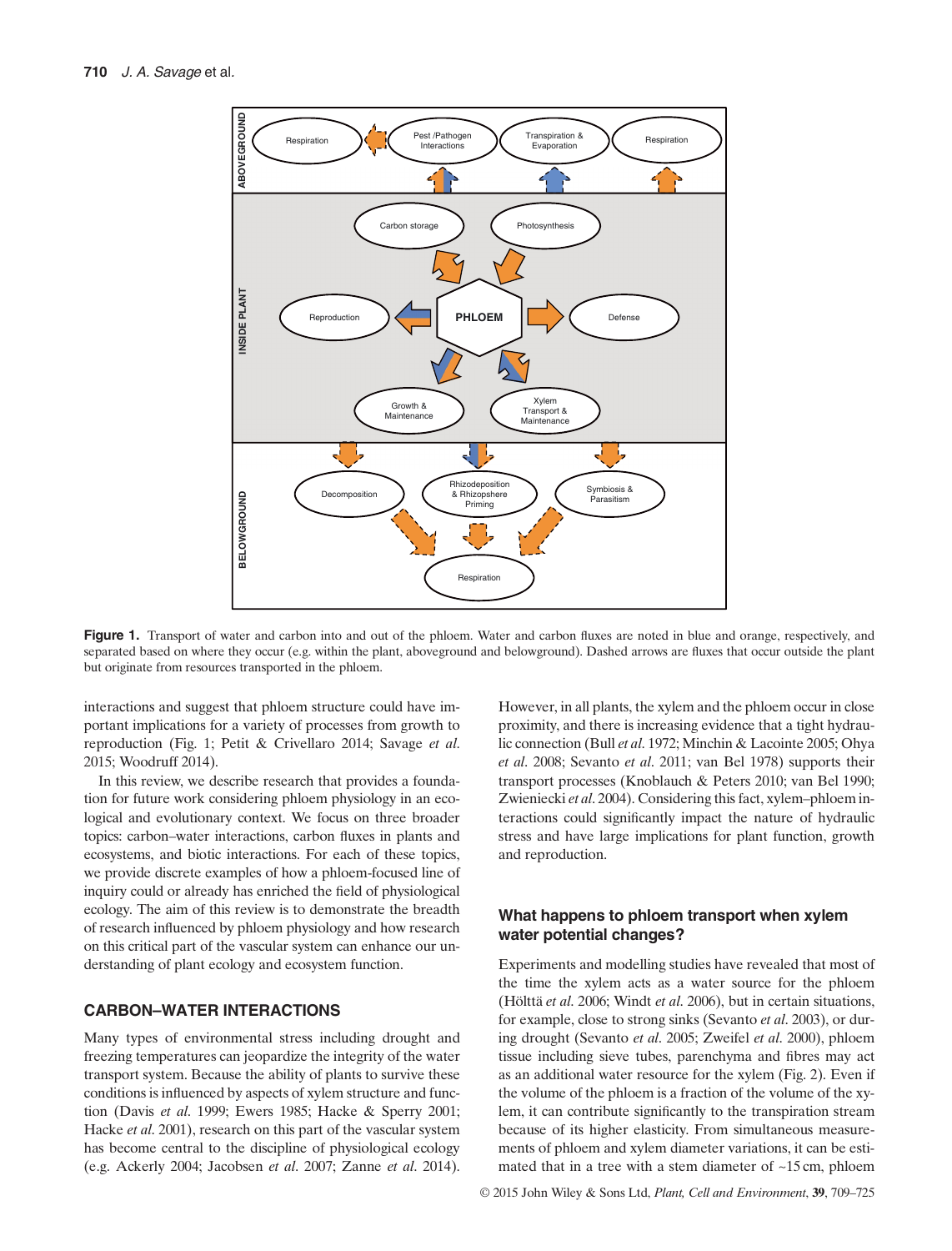**Figure 1.** Transport of water and carbon into and out of the phloem. Water and carbon fluxes are noted in blue and orange, respectively, and separated based on where they occur (e.g. within the plant, aboveground and belowground). Dashed arrows are fluxes that occur outside the plant but originate from resources transported in the phloem.

interactions and suggest that phloem structure could have important implications for a variety of processes from growth to reproduction (Fig. 1; Petit & Crivellaro 2014; Savage *et al.* 2015; Woodruff 2014).

In this review, we describe research that provides a foundation for future work considering phloem physiology in an ecological and evolutionary context. We focus on three broader topics: carbon–water interactions, carbon fluxes in plants and ecosystems, and biotic interactions. For each of these topics, we provide discrete examples of how a phloem-focused line of inquiry could or already has enriched the field of physiological ecology. The aim of this review is to demonstrate the breadth of research influenced by phloem physiology and how research on this critical part of the vascular system can enhance our understanding of plant ecology and ecosystem function.

## CARBON–WATER INTERACTIONS

Many types of environmental stress including drought and freezing temperatures can jeopardize the integrity of the water transport system. Because the ability of plants to survive these conditions is influenced by aspects of xylem structure and function (Davis *et al.* 1999; Ewers 1985; Hacke & Sperry 2001; Hacke *et al.* 2001), research on this part of the vascular system has become central to the discipline of physiological ecology (e.g. Ackerly 2004; Jacobsen *et al.* 2007; Zanne *et al.* 2014). However, in all plants, the xylem and the phloem occur in close proximity, and there is increasing evidence that a tight hydraulic connection (Bull *et al.* 1972; Minchin & Lacointe 2005; Ohya *et al.* 2008; Sevanto *et al.* 2011; van Bel 1978) supports their transport processes (Knoblauch & Peters 2010; van Bel 1990; Zwieniecki *et al.* 2004). Considering this fact, xylem–phloem interactions could significantly impact the nature of hydraulic stress and have large implications for plant function, growth and reproduction.

### What happens to phloem transport when xylem water potential changes?

Experiments and modelling studies have revealed that most of the time the xylem acts as a water source for the phloem (Hölttä *et al.* 2006; Windt *et al.* 2006), but in certain situations, for example, close to strong sinks (Sevanto *et al.* 2003), or during drought (Sevanto *et al.* 2005; Zweifel *et al.* 2000), phloem tissue including sieve tubes, parenchyma and fibres may act as an additional water resource for the xylem (Fig. 2). Even if the volume of the phloem is a fraction of the volume of the xylem, it can contribute significantly to the transpiration stream because of its higher elasticity. From simultaneous measurements of phloem and xylem diameter variations, it can be estimated that in a tree with a stem diameter of ~15 cm, phloem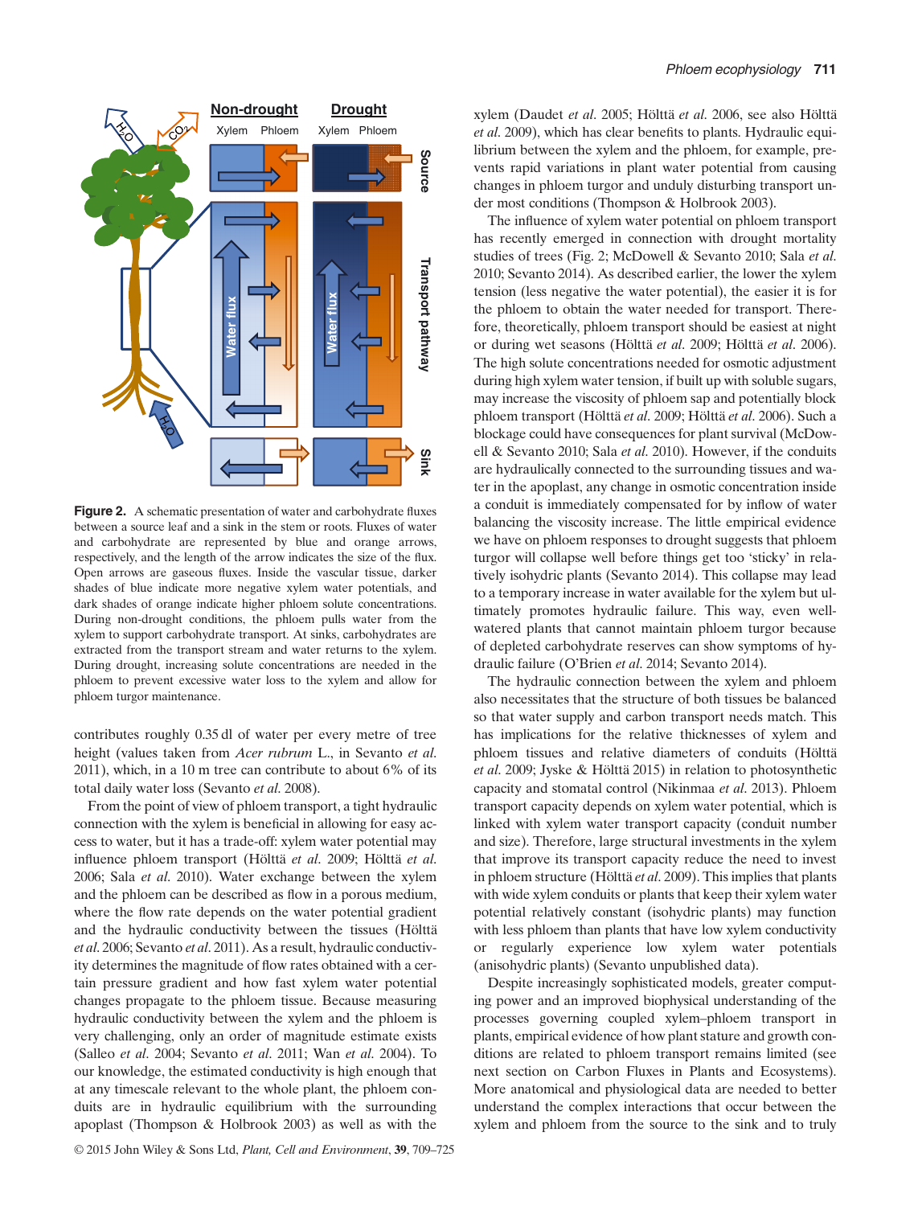**Figure 2.** A schematic presentation of water and carbohydrate fluxes between a source leaf and a sink in the stem or roots. Fluxes of water and carbohydrate are represented by blue and orange arrows, respectively, and the length of the arrow indicates the size of the flux. Open arrows are gaseous fluxes. Inside the vascular tissue, darker shades of blue indicate more negative xylem water potentials, and dark shades of orange indicate higher phloem solute concentrations. During non-drought conditions, the phloem pulls water from the xylem to support carbohydrate transport. At sinks, carbohydrates are extracted from the transport stream and water returns to the xylem. During drought, increasing solute concentrations are needed in the phloem to prevent excessive water loss to the xylem and allow for phloem turgor maintenance.

contributes roughly 0.35 dl of water per every metre of tree height (values taken from *Acer rubrum* L., in Sevanto *et al.* 2011), which, in a 10 m tree can contribute to about 6% of its total daily water loss (Sevanto *et al.* 2008).

From the point of view of phloem transport, a tight hydraulic connection with the xylem is beneficial in allowing for easy access to water, but it has a trade-off: xylem water potential may influence phloem transport (Hölttä *et al.* 2009; Hölttä *et al.* 2006; Sala *et al.* 2010). Water exchange between the xylem and the phloem can be described as flow in a porous medium, where the flow rate depends on the water potential gradient and the hydraulic conductivity between the tissues (Hölttä *et al.* 2006; Sevanto *et al.* 2011). As a result, hydraulic conductivity determines the magnitude of flow rates obtained with a certain pressure gradient and how fast xylem water potential changes propagate to the phloem tissue. Because measuring hydraulic conductivity between the xylem and the phloem is very challenging, only an order of magnitude estimate exists (Salleo *et al.* 2004; Sevanto *et al.* 2011; Wan *et al.* 2004). To our knowledge, the estimated conductivity is high enough that at any timescale relevant to the whole plant, the phloem conduits are in hydraulic equilibrium with the surrounding apoplast (Thompson & Holbrook 2003) as well as with the xylem (Daudet *et al.* 2005; Hölttä *et al.* 2006, see also Hölttä *et al.* 2009), which has clear benefits to plants. Hydraulic equilibrium between the xylem and the phloem, for example, prevents rapid variations in plant water potential from causing changes in phloem turgor and unduly disturbing transport under most conditions (Thompson & Holbrook 2003).

The influence of xylem water potential on phloem transport has recently emerged in connection with drought mortality studies of trees (Fig. 2; McDowell & Sevanto 2010; Sala *et al.* 2010; Sevanto 2014). As described earlier, the lower the xylem tension (less negative the water potential), the easier it is for the phloem to obtain the water needed for transport. Therefore, theoretically, phloem transport should be easiest at night or during wet seasons (Hölttä *et al.* 2009; Hölttä *et al.* 2006). The high solute concentrations needed for osmotic adjustment during high xylem water tension, if built up with soluble sugars, may increase the viscosity of phloem sap and potentially block phloem transport (Hölttä *et al.* 2009; Hölttä *et al.* 2006). Such a blockage could have consequences for plant survival (McDowell & Sevanto 2010; Sala *et al.* 2010). However, if the conduits are hydraulically connected to the surrounding tissues and water in the apoplast, any change in osmotic concentration inside a conduit is immediately compensated for by inflow of water balancing the viscosity increase. The little empirical evidence we have on phloem responses to drought suggests that phloem turgor will collapse well before things get too 'sticky' in relatively isohydric plants (Sevanto 2014). This collapse may lead to a temporary increase in water available for the xylem but ultimately promotes hydraulic failure. This way, even well-watered plants that cannot maintain phloem turgor because of depleted carbohydrate reserves can show symptoms of hydraulic failure (O'Brien *et al.* 2014; Sevanto 2014).

The hydraulic connection between the xylem and phloem also necessitates that the structure of both tissues be balanced so that water supply and carbon transport needs match. This has implications for the relative thicknesses of xylem and phloem tissues and relative diameters of conduits (Hölttä *et al.* 2009; Jyske & Hölttä 2015) in relation to photosynthetic capacity and stomatal control (Nikinmaa *et al.* 2013). Phloem transport capacity depends on xylem water potential, which is linked with xylem water transport capacity (conduit number and size). Therefore, large structural investments in the xylem that improve its transport capacity reduce the need to invest in phloem structure (Hölttä *et al.* 2009). This implies that plants with wide xylem conduits or plants that keep their xylem water potential relatively constant (isohydric plants) may function with less phloem than plants that have low xylem conductivity or regularly experience low xylem water potentials (anisohydric plants) (Sevanto unpublished data).

Despite increasingly sophisticated models, greater computing power and an improved biophysical understanding of the processes governing coupled xylem–phloem transport in plants, empirical evidence of how plant stature and growth conditions are related to phloem transport remains limited (see next section on Carbon Fluxes in Plants and Ecosystems). More anatomical and physiological data are needed to better understand the complex interactions that occur between the xylem and phloem from the source to the sink and to truly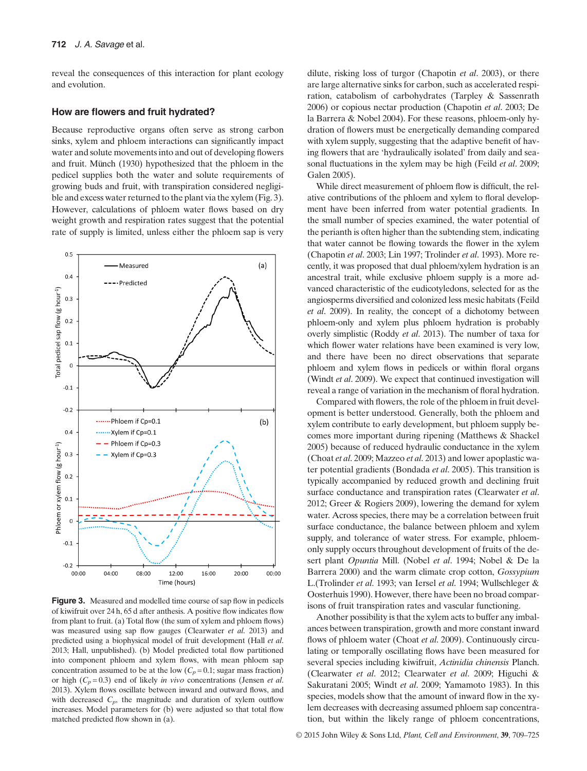reveal the consequences of this interaction for plant ecology and evolution.

## How are flowers and fruit hydrated?

Because reproductive organs often serve as strong carbon sinks, xylem and phloem interactions can significantly impact water and solute movements into and out of developing flowers and fruit. Münch (1930) hypothesized that the phloem in the pedicel supplies both the water and solute requirements of growing buds and fruit, with transpiration considered negligible and excess water returned to the plant via the xylem (Fig. 3). However, calculations of phloem water flows based on dry weight growth and respiration rates suggest that the potential rate of supply is limited, unless either the phloem sap is very dilute, risking loss of turgor (Chapotin *et al.* 2003), or there are large alternative sinks for carbon, such as accelerated respiration, catabolism of carbohydrates (Tarpley & Sassenrath 2006) or copious nectar production (Chapotin *et al.* 2003; De la Barrera & Nobel 2004). For these reasons, phloem-only hydration of flowers must be energetically demanding compared with xylem supply, suggesting that the adaptive benefit of having flowers that are 'hydraulically isolated' from daily and seasonal fluctuations in the xylem may be high (Feild *et al.* 2009; Galen 2005).

**Figure 3.** Measured and modelled time course of sap flow in pedicels of kiwifruit over 24 h, 65 d after anthesis. A positive flow indicates flow from plant to fruit. (a) Total flow (the sum of xylem and phloem flows) was measured using sap flow gauges (Clearwater *et al.* 2013) and predicted using a biophysical model of fruit development (Hall *et al.* 2013; Hall, unpublished). (b) Model predicted total flow partitioned into component phloem and xylem flows, with mean phloem sap concentration assumed to be at the low ($C_p = 0.1$; sugar mass fraction) or high ($C_p = 0.3$) end of likely *in vivo* concentrations (Jensen *et al.* 2013). Xylem flows oscillate between inward and outward flows, and with decreased $C_p$, the magnitude and duration of xylem outflow increases. Model parameters for (b) were adjusted so that total flow matched predicted flow shown in (a).

While direct measurement of phloem flow is difficult, the relative contributions of the phloem and xylem to floral development have been inferred from water potential gradients. In the small number of species examined, the water potential of the perianth is often higher than the subtending stem, indicating that water cannot be flowing towards the flower in the xylem (Chapotin *et al.* 2003; Lin 1997; Trolinder *et al.* 1993). More recently, it was proposed that dual phloem/xylem hydration is an ancestral trait, while exclusive phloem supply is a more advanced characteristic of the eudicotyledons, selected for as the angiosperms diversified and colonized less mesic habitats (Feild *et al.* 2009). In reality, the concept of a dichotomy between phloem-only and xylem plus phloem hydration is probably overly simplistic (Roddy *et al.* 2013). The number of taxa for which flower water relations have been examined is very low, and there have been no direct observations that separate phloem and xylem flows in pedicels or within floral organs (Windt *et al.* 2009). We expect that continued investigation will reveal a range of variation in the mechanism of floral hydration.

Compared with flowers, the role of the phloem in fruit development is better understood. Generally, both the phloem and xylem contribute to early development, but phloem supply becomes more important during ripening (Matthews & Shackel 2005) because of reduced hydraulic conductance in the xylem (Choat *et al.* 2009; Mazzeo *et al.* 2013) and lower apoplastic water potential gradients (Bondada *et al.* 2005). This transition is typically accompanied by reduced growth and declining fruit surface conductance and transpiration rates (Clearwater *et al.* 2012; Greer & Rogiers 2009), lowering the demand for xylem water. Across species, there may be a correlation between fruit surface conductance, the balance between phloem and xylem supply, and tolerance of water stress. For example, phloem-only supply occurs throughout development of fruits of the desert plant *Opuntia* Mill. (Nobel *et al.* 1994; Nobel & De la Barrera 2000) and the warm climate crop cotton, *Gossypium* L.(Trolinder *et al.* 1993; van Iersel *et al.* 1994; Wullschleger & Oosterhuis 1990). However, there have been no broad comparisons of fruit transpiration rates and vascular functioning.

Another possibility is that the xylem acts to buffer any imbalances between transpiration, growth and more constant inward flows of phloem water (Choat *et al.* 2009). Continuously circulating or temporally oscillating flows have been measured for several species including kiwifruit, *Actinidia chinensis* Planch. (Clearwater *et al.* 2012; Clearwater *et al.* 2009; Higuchi & Sakuratani 2005; Windt *et al.* 2009; Yamamoto 1983). In this species, models show that the amount of inward flow in the xylem decreases with decreasing assumed phloem sap concentration, but within the likely range of phloem concentrations,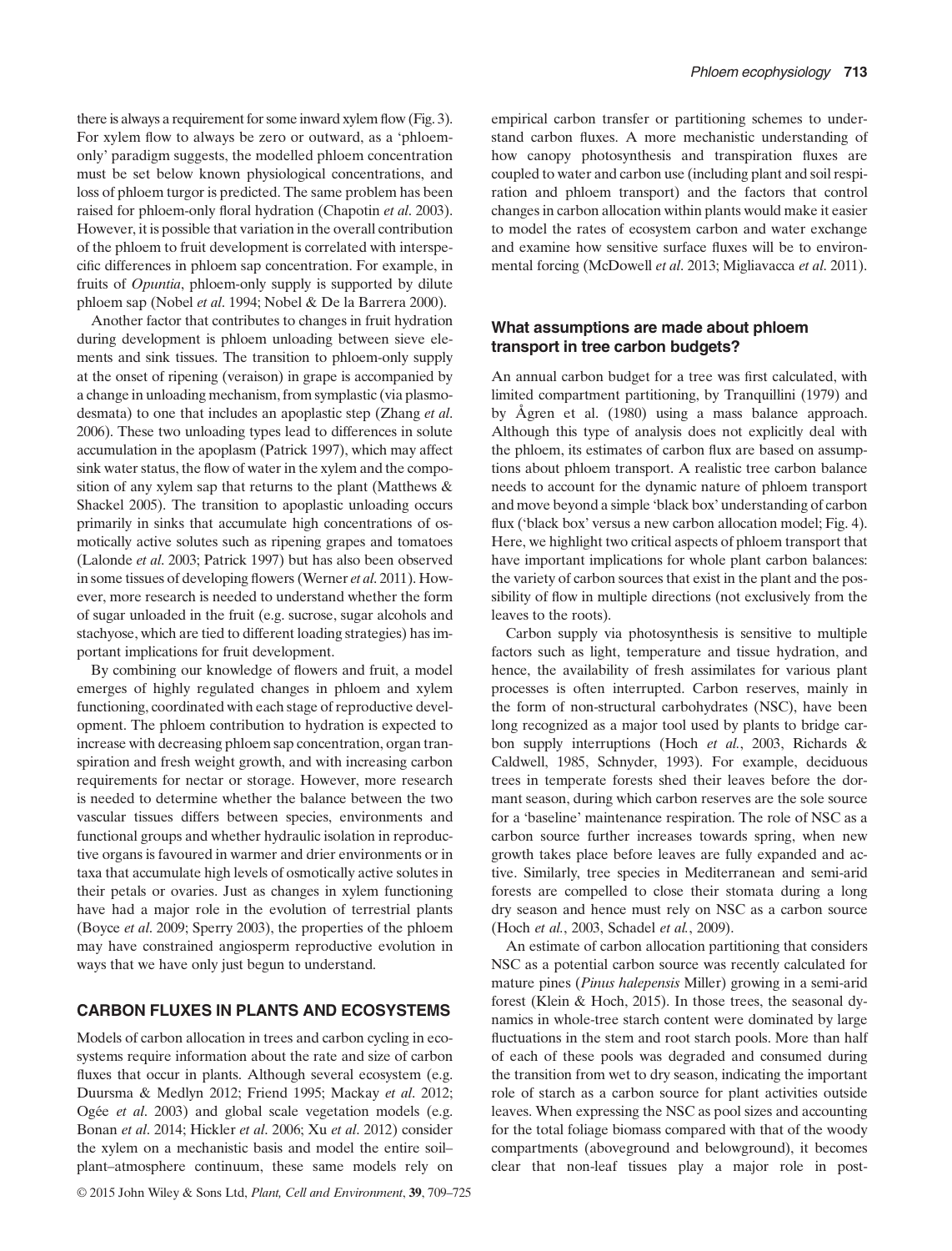there is always a requirement for some inward xylem flow (Fig. 3). For xylem flow to always be zero or outward, as a 'phloem-only' paradigm suggests, the modelled phloem concentration must be set below known physiological concentrations, and loss of phloem turgor is predicted. The same problem has been raised for phloem-only floral hydration (Chapotin *et al*. 2003). However, it is possible that variation in the overall contribution of the phloem to fruit development is correlated with interspecific differences in phloem sap concentration. For example, in fruits of *Opuntia*, phloem-only supply is supported by dilute phloem sap (Nobel *et al*. 1994; Nobel & De la Barrera 2000).

Another factor that contributes to changes in fruit hydration during development is phloem unloading between sieve elements and sink tissues. The transition to phloem-only supply at the onset of ripening (veraison) in grape is accompanied by a change in unloading mechanism, from symplastic (via plasmodesmata) to one that includes an apoplastic step (Zhang *et al*. 2006). These two unloading types lead to differences in solute accumulation in the apoplasm (Patrick 1997), which may affect sink water status, the flow of water in the xylem and the composition of any xylem sap that returns to the plant (Matthews & Shackel 2005). The transition to apoplastic unloading occurs primarily in sinks that accumulate high concentrations of osmotically active solutes such as ripening grapes and tomatoes (Lalonde *et al*. 2003; Patrick 1997) but has also been observed in some tissues of developing flowers (Werner *et al*. 2011). However, more research is needed to understand whether the form of sugar unloaded in the fruit (e.g. sucrose, sugar alcohols and stachyose, which are tied to different loading strategies) has important implications for fruit development.

By combining our knowledge of flowers and fruit, a model emerges of highly regulated changes in phloem and xylem functioning, coordinated with each stage of reproductive development. The phloem contribution to hydration is expected to increase with decreasing phloem sap concentration, organ transpiration and fresh weight growth, and with increasing carbon requirements for nectar or storage. However, more research is needed to determine whether the balance between the two vascular tissues differs between species, environments and functional groups and whether hydraulic isolation in reproductive organs is favoured in warmer and drier environments or in taxa that accumulate high levels of osmotically active solutes in their petals or ovaries. Just as changes in xylem functioning have had a major role in the evolution of terrestrial plants (Boyce *et al*. 2009; Sperry 2003), the properties of the phloem may have constrained angiosperm reproductive evolution in ways that we have only just begun to understand.

## CARBON FLUXES IN PLANTS AND ECOSYSTEMS

Models of carbon allocation in trees and carbon cycling in ecosystems require information about the rate and size of carbon fluxes that occur in plants. Although several ecosystem (e.g. Duursma & Medlyn 2012; Friend 1995; Mackay *et al*. 2012; Ogée *et al*. 2003) and global scale vegetation models (e.g. Bonan *et al*. 2014; Hickler *et al*. 2006; Xu *et al*. 2012) consider the xylem on a mechanistic basis and model the entire soil–plant–atmosphere continuum, these same models rely on empirical carbon transfer or partitioning schemes to understand carbon fluxes. A more mechanistic understanding of how canopy photosynthesis and transpiration fluxes are coupled to water and carbon use (including plant and soil respiration and phloem transport) and the factors that control changes in carbon allocation within plants would make it easier to model the rates of ecosystem carbon and water exchange and examine how sensitive surface fluxes will be to environmental forcing (McDowell *et al*. 2013; Migliavacca *et al*. 2011).

### What assumptions are made about phloem transport in tree carbon budgets?

An annual carbon budget for a tree was first calculated, with limited compartment partitioning, by Tranquillini (1979) and by Ågren et al. (1980) using a mass balance approach. Although this type of analysis does not explicitly deal with the phloem, its estimates of carbon flux are based on assumptions about phloem transport. A realistic tree carbon balance needs to account for the dynamic nature of phloem transport and move beyond a simple 'black box' understanding of carbon flux ('black box' versus a new carbon allocation model; Fig. 4). Here, we highlight two critical aspects of phloem transport that have important implications for whole plant carbon balances: the variety of carbon sources that exist in the plant and the possibility of flow in multiple directions (not exclusively from the leaves to the roots).

Carbon supply via photosynthesis is sensitive to multiple factors such as light, temperature and tissue hydration, and hence, the availability of fresh assimilates for various plant processes is often interrupted. Carbon reserves, mainly in the form of non-structural carbohydrates (NSC), have been long recognized as a major tool used by plants to bridge carbon supply interruptions (Hoch *et al*., 2003, Richards & Caldwell, 1985, Schnyder, 1993). For example, deciduous trees in temperate forests shed their leaves before the dormant season, during which carbon reserves are the sole source for a 'baseline' maintenance respiration. The role of NSC as a carbon source further increases towards spring, when new growth takes place before leaves are fully expanded and active. Similarly, tree species in Mediterranean and semi-arid forests are compelled to close their stomata during a long dry season and hence must rely on NSC as a carbon source (Hoch *et al*., 2003, Schadel *et al*., 2009).

An estimate of carbon allocation partitioning that considers NSC as a potential carbon source was recently calculated for mature pines (*Pinus halepensis* Miller) growing in a semi-arid forest (Klein & Hoch, 2015). In those trees, the seasonal dynamics in whole-tree starch content were dominated by large fluctuations in the stem and root starch pools. More than half of each of these pools was degraded and consumed during the transition from wet to dry season, indicating the important role of starch as a carbon source for plant activities outside leaves. When expressing the NSC as pool sizes and accounting for the total foliage biomass compared with that of the woody compartments (aboveground and belowground), it becomes clear that non-leaf tissues play a major role in post-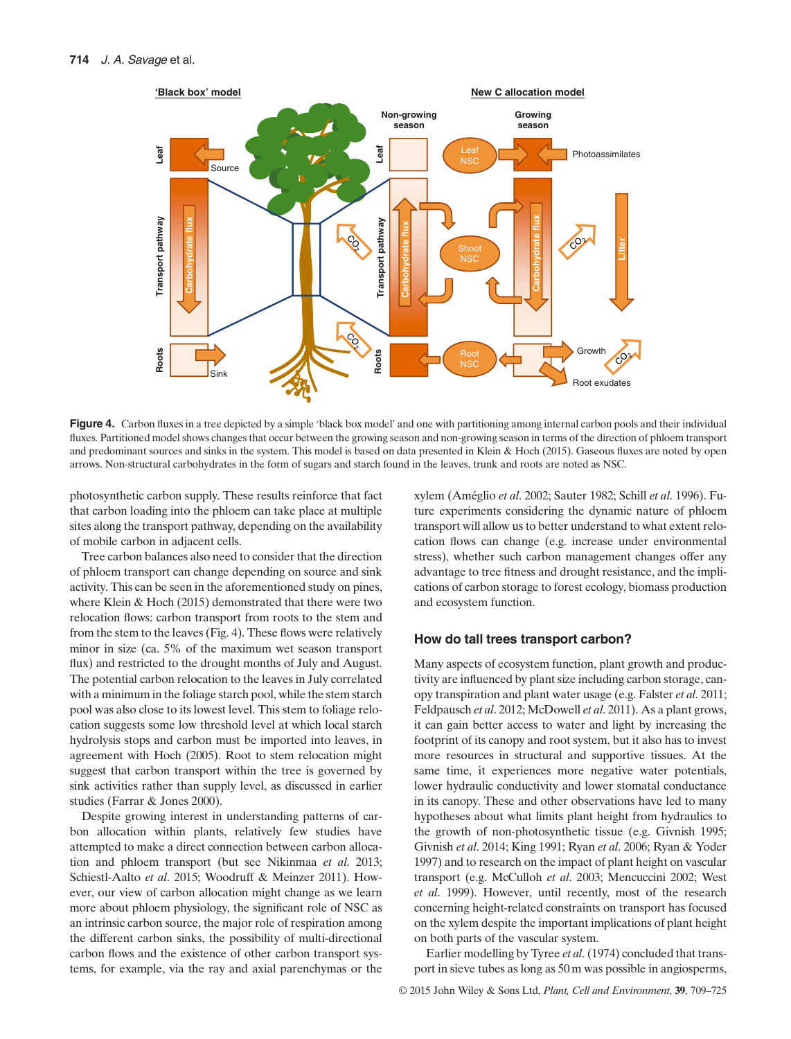**Figure 4.** Carbon fluxes in a tree depicted by a simple 'black box model' and one with partitioning among internal carbon pools and their individual fluxes. Partitioned model shows changes that occur between the growing season and non-growing season in terms of the direction of phloem transport and predominant sources and sinks in the system. This model is based on data presented in Klein & Hoch (2015). Gaseous fluxes are noted by open arrows. Non-structural carbohydrates in the form of sugars and starch found in the leaves, trunk and roots are noted as NSC.

photosynthetic carbon supply. These results reinforce that fact that carbon loading into the phloem can take place at multiple sites along the transport pathway, depending on the availability of mobile carbon in adjacent cells.

Tree carbon balances also need to consider that the direction of phloem transport can change depending on source and sink activity. This can be seen in pines, where Klein & Hoch (2015) demonstrated that there were two relocation flows: carbon transport from roots to the stem and from the stem to the leaves (Fig. 4). These flows were relatively minor in size (ca. 5% of the maximum wet season transport flux) and restricted to the drought months of July and August. The potential carbon relocation to the leaves in July correlated with a minimum in the foliage starch pool, while the stem starch pool was also close to its lowest level. This stem to foliage relocation suggests some low threshold level at which local starch hydrolysis stops and carbon must be imported into leaves, in agreement with Hoch (2005). Root to stem relocation might suggest that carbon transport within the tree is governed by sink activities rather than supply level, as discussed in earlier studies (Farrar & Jones 2000).

Despite growing interest in understanding patterns of carbon allocation within plants, relatively few studies have attempted to make a direct connection between carbon allocation and phloem transport (but see Nikinmaa *et al.* 2013; Schiestl-Aalto *et al.* 2015; Woodruff & Meinzer 2011). However, our view of carbon allocation might change as we learn more about phloem physiology, the significant role of NSC as an intrinsic carbon source, the major role of respiration among the different carbon sinks, the possibility of multi-directional carbon flows and the existence of other carbon transport systems, for example, via the ray and axial parenchymas or the xylem (Améglio *et al.* 2002; Sauter 1982; Schill *et al.* 1996). Future experiments considering the dynamic nature of phloem transport will allow us to better understand to what extent relocation flows can change (e.g. increase under environmental stress), whether such carbon management changes offer any advantage to tree fitness and drought resistance, and the implications of carbon storage to forest ecology, biomass production and ecosystem function.

## How do tall trees transport carbon?

Many aspects of ecosystem function, plant growth and productivity are influenced by plant size including carbon storage, canopy transpiration and plant water usage (e.g. Falster *et al.* 2011; Feldpausch *et al.* 2012; McDowell *et al.* 2011). As a plant grows, it can gain better access to water and light by increasing the footprint of its canopy and root system, but it also has to invest more resources in structural and supportive tissues. At the same time, it experiences more negative water potentials, lower hydraulic conductivity and lower stomatal conductance in its canopy. These and other observations have led to many hypotheses about what limits plant height from hydraulics to the growth of non-photosynthetic tissue (e.g. Givnish 1995; Givnish *et al.* 2014; King 1991; Ryan *et al.* 2006; Ryan & Yoder 1997) and to research on the impact of plant height on vascular transport (e.g. McCulloh *et al.* 2003; Mencuccini 2002; West *et al.* 1999). However, until recently, most of the research concerning height-related constraints on transport has focused on the xylem despite the important implications of plant height on both parts of the vascular system.

Earlier modelling by Tyree *et al.* (1974) concluded that transport in sieve tubes as long as 50 m was possible in angiosperms,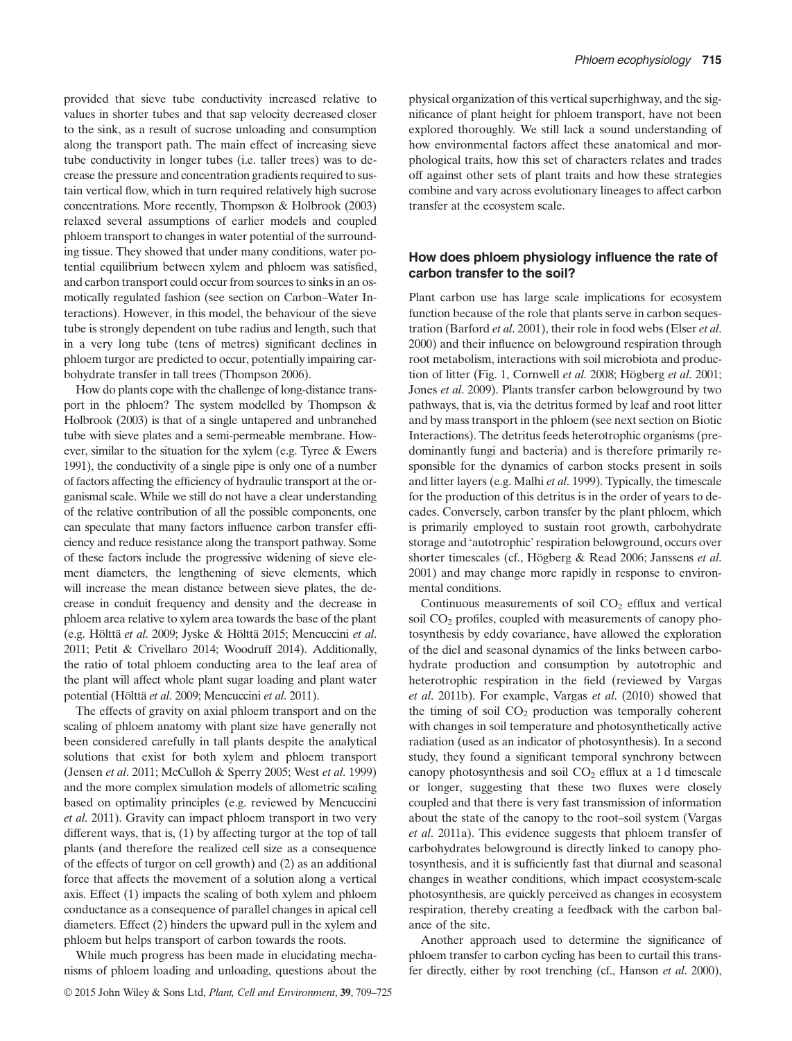provided that sieve tube conductivity increased relative to values in shorter tubes and that sap velocity decreased closer to the sink, as a result of sucrose unloading and consumption along the transport path. The main effect of increasing sieve tube conductivity in longer tubes (i.e. taller trees) was to decrease the pressure and concentration gradients required to sustain vertical flow, which in turn required relatively high sucrose concentrations. More recently, Thompson & Holbrook (2003) relaxed several assumptions of earlier models and coupled phloem transport to changes in water potential of the surrounding tissue. They showed that under many conditions, water potential equilibrium between xylem and phloem was satisfied, and carbon transport could occur from sources to sinks in an osmotically regulated fashion (see section on Carbon–Water Interactions). However, in this model, the behaviour of the sieve tube is strongly dependent on tube radius and length, such that in a very long tube (tens of metres) significant declines in phloem turgor are predicted to occur, potentially impairing carbohydrate transfer in tall trees (Thompson 2006).

How do plants cope with the challenge of long-distance transport in the phloem? The system modelled by Thompson & Holbrook (2003) is that of a single untapered and unbranched tube with sieve plates and a semi-permeable membrane. However, similar to the situation for the xylem (e.g. Tyree & Ewers 1991), the conductivity of a single pipe is only one of a number of factors affecting the efficiency of hydraulic transport at the organismal scale. While we still do not have a clear understanding of the relative contribution of all the possible components, one can speculate that many factors influence carbon transfer efficiency and reduce resistance along the transport pathway. Some of these factors include the progressive widening of sieve element diameters, the lengthening of sieve elements, which will increase the mean distance between sieve plates, the decrease in conduit frequency and density and the decrease in phloem area relative to xylem area towards the base of the plant (e.g. Hölttä *et al.* 2009; Jyske & Hölttä 2015; Mencuccini *et al.* 2011; Petit & Crivellaro 2014; Woodruff 2014). Additionally, the ratio of total phloem conducting area to the leaf area of the plant will affect whole plant sugar loading and plant water potential (Hölttä *et al.* 2009; Mencuccini *et al.* 2011).

The effects of gravity on axial phloem transport and on the scaling of phloem anatomy with plant size have generally not been considered carefully in tall plants despite the analytical solutions that exist for both xylem and phloem transport (Jensen *et al.* 2011; McCulloh & Sperry 2005; West *et al.* 1999) and the more complex simulation models of allometric scaling based on optimality principles (e.g. reviewed by Mencuccini *et al.* 2011). Gravity can impact phloem transport in two very different ways, that is, (1) by affecting turgor at the top of tall plants (and therefore the realized cell size as a consequence of the effects of turgor on cell growth) and (2) as an additional force that affects the movement of a solution along a vertical axis. Effect (1) impacts the scaling of both xylem and phloem conductance as a consequence of parallel changes in apical cell diameters. Effect (2) hinders the upward pull in the xylem and phloem but helps transport of carbon towards the roots.

While much progress has been made in elucidating mechanisms of phloem loading and unloading, questions about the physical organization of this vertical superhighway, and the significance of plant height for phloem transport, have not been explored thoroughly. We still lack a sound understanding of how environmental factors affect these anatomical and morphological traits, how this set of characters relates and trades off against other sets of plant traits and how these strategies combine and vary across evolutionary lineages to affect carbon transfer at the ecosystem scale.

### How does phloem physiology influence the rate of carbon transfer to the soil?

Plant carbon use has large scale implications for ecosystem function because of the role that plants serve in carbon sequestration (Barford *et al.* 2001), their role in food webs (Elser *et al.* 2000) and their influence on belowground respiration through root metabolism, interactions with soil microbiota and production of litter (Fig. 1, Cornwell *et al.* 2008; Högberg *et al.* 2001; Jones *et al.* 2009). Plants transfer carbon belowground by two pathways, that is, via the detritus formed by leaf and root litter and by mass transport in the phloem (see next section on Biotic Interactions). The detritus feeds heterotrophic organisms (predominantly fungi and bacteria) and is therefore primarily responsible for the dynamics of carbon stocks present in soils and litter layers (e.g. Malhi *et al.* 1999). Typically, the timescale for the production of this detritus is in the order of years to decades. Conversely, carbon transfer by the plant phloem, which is primarily employed to sustain root growth, carbohydrate storage and 'autotrophic' respiration belowground, occurs over shorter timescales (cf., Högberg & Read 2006; Janssens *et al.* 2001) and may change more rapidly in response to environmental conditions.

Continuous measurements of soil $CO_2$ efflux and vertical soil $CO_2$ profiles, coupled with measurements of canopy photosynthesis by eddy covariance, have allowed the exploration of the diel and seasonal dynamics of the links between carbohydrate production and consumption by autotrophic and heterotrophic respiration in the field (reviewed by Vargas *et al.* 2011b). For example, Vargas *et al.* (2010) showed that the timing of soil $CO_2$ production was temporally coherent with changes in soil temperature and photosynthetically active radiation (used as an indicator of photosynthesis). In a second study, they found a significant temporal synchrony between canopy photosynthesis and soil $CO_2$ efflux at a 1 d timescale or longer, suggesting that these two fluxes were closely coupled and that there is very fast transmission of information about the state of the canopy to the root–soil system (Vargas *et al.* 2011a). This evidence suggests that phloem transfer of carbohydrates belowground is directly linked to canopy photosynthesis, and it is sufficiently fast that diurnal and seasonal changes in weather conditions, which impact ecosystem-scale photosynthesis, are quickly perceived as changes in ecosystem respiration, thereby creating a feedback with the carbon balance of the site.

Another approach used to determine the significance of phloem transfer to carbon cycling has been to curtail this transfer directly, either by root trenching (cf., Hanson *et al.* 2000),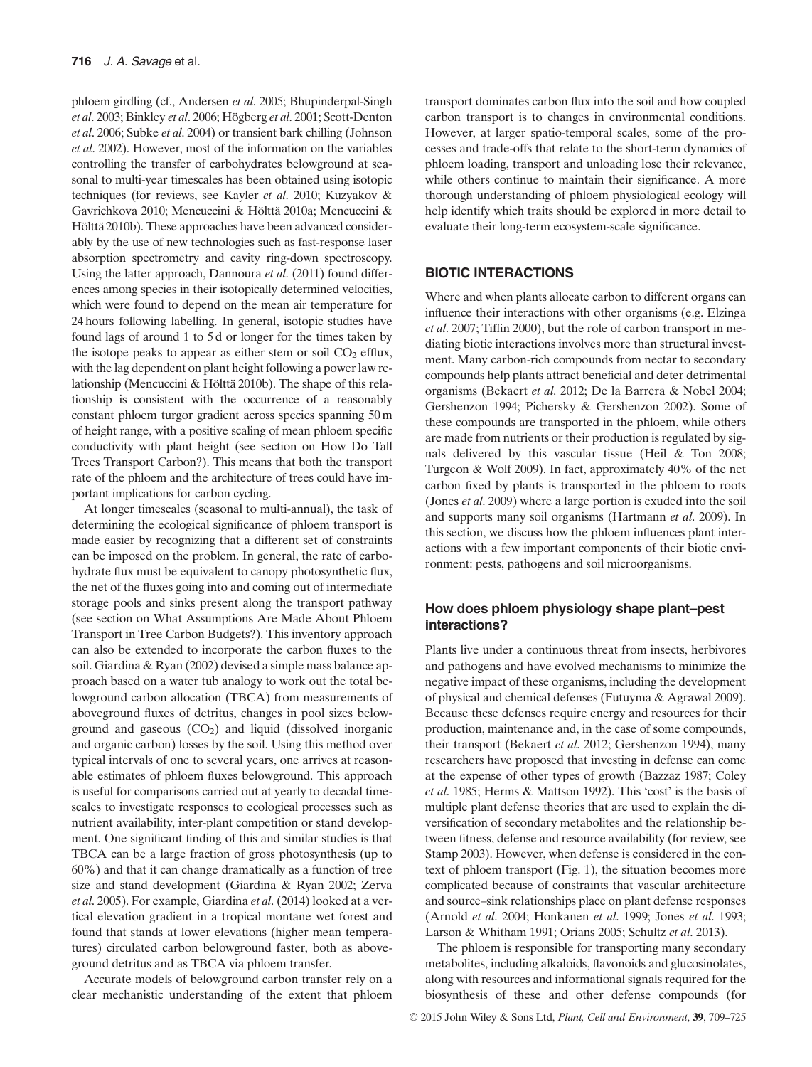phloem girdling (cf., Andersen *et al.* 2005; Bhupinderpal-Singh *et al.* 2003; Binkley *et al.* 2006; Högberg *et al.* 2001; Scott-Denton *et al.* 2006; Subke *et al.* 2004) or transient bark chilling (Johnson *et al.* 2002). However, most of the information on the variables controlling the transfer of carbohydrates belowground at seasonal to multi-year timescales has been obtained using isotopic techniques (for reviews, see Kayler *et al.* 2010; Kuzyakov & Gavrichkova 2010; Mencuccini & Hölttä 2010a; Mencuccini & Hölttä 2010b). These approaches have been advanced considerably by the use of new technologies such as fast-response laser absorption spectrometry and cavity ring-down spectroscopy. Using the latter approach, Dannoura *et al.* (2011) found differences among species in their isotopically determined velocities, which were found to depend on the mean air temperature for 24 hours following labelling. In general, isotopic studies have found lags of around 1 to 5 d or longer for the times taken by the isotope peaks to appear as either stem or soil $CO_2$ efflux, with the lag dependent on plant height following a power law relationship (Mencuccini & Hölttä 2010b). The shape of this relationship is consistent with the occurrence of a reasonably constant phloem turgor gradient across species spanning 50 m of height range, with a positive scaling of mean phloem specific conductivity with plant height (see section on How Do Tall Trees Transport Carbon?). This means that both the transport rate of the phloem and the architecture of trees could have important implications for carbon cycling.

At longer timescales (seasonal to multi-annual), the task of determining the ecological significance of phloem transport is made easier by recognizing that a different set of constraints can be imposed on the problem. In general, the rate of carbohydrate flux must be equivalent to canopy photosynthetic flux, the net of the fluxes going into and coming out of intermediate storage pools and sinks present along the transport pathway (see section on What Assumptions Are Made About Phloem Transport in Tree Carbon Budgets?). This inventory approach can also be extended to incorporate the carbon fluxes to the soil. Giardina & Ryan (2002) devised a simple mass balance approach based on a water tub analogy to work out the total belowground carbon allocation (TBCA) from measurements of aboveground fluxes of detritus, changes in pool sizes belowground and gaseous ($CO_2$) and liquid (dissolved inorganic and organic carbon) losses by the soil. Using this method over typical intervals of one to several years, one arrives at reasonable estimates of phloem fluxes belowground. This approach is useful for comparisons carried out at yearly to decadal timescales to investigate responses to ecological processes such as nutrient availability, inter-plant competition or stand development. One significant finding of this and similar studies is that TBCA can be a large fraction of gross photosynthesis (up to 60%) and that it can change dramatically as a function of tree size and stand development (Giardina & Ryan 2002; Zerva *et al.* 2005). For example, Giardina *et al.* (2014) looked at a vertical elevation gradient in a tropical montane wet forest and found that stands at lower elevations (higher mean temperatures) circulated carbon belowground faster, both as aboveground detritus and as TBCA via phloem transfer.

Accurate models of belowground carbon transfer rely on a clear mechanistic understanding of the extent that phloem transport dominates carbon flux into the soil and how coupled carbon transport is to changes in environmental conditions. However, at larger spatio-temporal scales, some of the processes and trade-offs that relate to the short-term dynamics of phloem loading, transport and unloading lose their relevance, while others continue to maintain their significance. A more thorough understanding of phloem physiological ecology will help identify which traits should be explored in more detail to evaluate their long-term ecosystem-scale significance.

## BIOTIC INTERACTIONS

Where and when plants allocate carbon to different organs can influence their interactions with other organisms (e.g. Elzinga *et al.* 2007; Tiffin 2000), but the role of carbon transport in mediating biotic interactions involves more than structural investment. Many carbon-rich compounds from nectar to secondary compounds help plants attract beneficial and deter detrimental organisms (Bekaert *et al.* 2012; De la Barrera & Nobel 2004; Gershenzon 1994; Pichersky & Gershenzon 2002). Some of these compounds are transported in the phloem, while others are made from nutrients or their production is regulated by signals delivered by this vascular tissue (Heil & Ton 2008; Turgeon & Wolf 2009). In fact, approximately 40% of the net carbon fixed by plants is transported in the phloem to roots (Jones *et al.* 2009) where a large portion is exuded into the soil and supports many soil organisms (Hartmann *et al.* 2009). In this section, we discuss how the phloem influences plant interactions with a few important components of their biotic environment: pests, pathogens and soil microorganisms.

### How does phloem physiology shape plant–pest interactions?

Plants live under a continuous threat from insects, herbivores and pathogens and have evolved mechanisms to minimize the negative impact of these organisms, including the development of physical and chemical defenses (Futuyma & Agrawal 2009). Because these defenses require energy and resources for their production, maintenance and, in the case of some compounds, their transport (Bekaert *et al.* 2012; Gershenzon 1994), many researchers have proposed that investing in defense can come at the expense of other types of growth (Bazzaz 1987; Coley *et al.* 1985; Herms & Mattson 1992). This 'cost' is the basis of multiple plant defense theories that are used to explain the diversification of secondary metabolites and the relationship between fitness, defense and resource availability (for review, see Stamp 2003). However, when defense is considered in the context of phloem transport (Fig. 1), the situation becomes more complicated because of constraints that vascular architecture and source–sink relationships place on plant defense responses (Arnold *et al.* 2004; Honkanen *et al.* 1999; Jones *et al.* 1993; Larson & Whitham 1991; Orians 2005; Schultz *et al.* 2013).

The phloem is responsible for transporting many secondary metabolites, including alkaloids, flavonoids and glucosinolates, along with resources and informational signals required for the biosynthesis of these and other defense compounds (for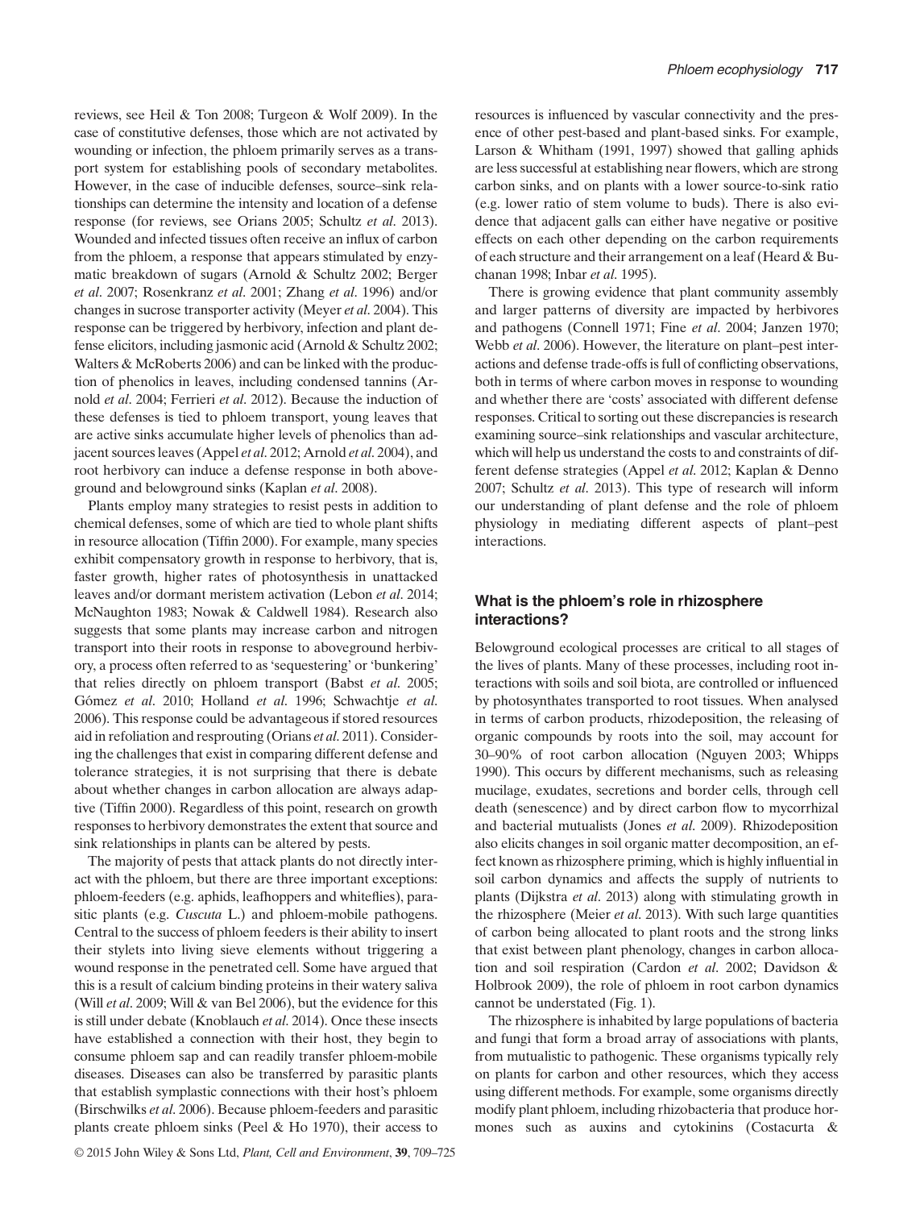reviews, see Heil & Ton 2008; Turgeon & Wolf 2009). In the case of constitutive defenses, those which are not activated by wounding or infection, the phloem primarily serves as a transport system for establishing pools of secondary metabolites. However, in the case of inducible defenses, source–sink relationships can determine the intensity and location of a defense response (for reviews, see Orians 2005; Schultz *et al.* 2013). Wounded and infected tissues often receive an influx of carbon from the phloem, a response that appears stimulated by enzymatic breakdown of sugars (Arnold & Schultz 2002; Berger *et al.* 2007; Rosenkranz *et al.* 2001; Zhang *et al.* 1996) and/or changes in sucrose transporter activity (Meyer *et al.* 2004). This response can be triggered by herbivory, infection and plant defense elicitors, including jasmonic acid (Arnold & Schultz 2002; Walters & McRoberts 2006) and can be linked with the production of phenolics in leaves, including condensed tannins (Arnold *et al.* 2004; Ferrieri *et al.* 2012). Because the induction of these defenses is tied to phloem transport, young leaves that are active sinks accumulate higher levels of phenolics than adjacent sources leaves (Appel *et al.* 2012; Arnold *et al.* 2004), and root herbivory can induce a defense response in both aboveground and belowground sinks (Kaplan *et al.* 2008).

Plants employ many strategies to resist pests in addition to chemical defenses, some of which are tied to whole plant shifts in resource allocation (Tiffin 2000). For example, many species exhibit compensatory growth in response to herbivory, that is, faster growth, higher rates of photosynthesis in unattacked leaves and/or dormant meristem activation (Lebon *et al.* 2014; McNaughton 1983; Nowak & Caldwell 1984). Research also suggests that some plants may increase carbon and nitrogen transport into their roots in response to aboveground herbivory, a process often referred to as 'sequestering' or 'bunkering' that relies directly on phloem transport (Babst *et al.* 2005; Gómez *et al.* 2010; Holland *et al.* 1996; Schwachtje *et al.* 2006). This response could be advantageous if stored resources aid in refoliation and resprouting (Orians *et al.* 2011). Considering the challenges that exist in comparing different defense and tolerance strategies, it is not surprising that there is debate about whether changes in carbon allocation are always adaptive (Tiffin 2000). Regardless of this point, research on growth responses to herbivory demonstrates the extent that source and sink relationships in plants can be altered by pests.

The majority of pests that attack plants do not directly interact with the phloem, but there are three important exceptions: phloem-feeders (e.g. aphids, leafhoppers and whiteflies), parasitic plants (e.g. *Cuscuta* L.) and phloem-mobile pathogens. Central to the success of phloem feeders is their ability to insert their stylets into living sieve elements without triggering a wound response in the penetrated cell. Some have argued that this is a result of calcium binding proteins in their watery saliva (Will *et al.* 2009; Will & van Bel 2006), but the evidence for this is still under debate (Knoblauch *et al.* 2014). Once these insects have established a connection with their host, they begin to consume phloem sap and can readily transfer phloem-mobile diseases. Diseases can also be transferred by parasitic plants that establish symplastic connections with their host's phloem (Birschwilks *et al.* 2006). Because phloem-feeders and parasitic plants create phloem sinks (Peel & Ho 1970), their access to resources is influenced by vascular connectivity and the presence of other pest-based and plant-based sinks. For example, Larson & Whitham (1991, 1997) showed that galling aphids are less successful at establishing near flowers, which are strong carbon sinks, and on plants with a lower source-to-sink ratio (e.g. lower ratio of stem volume to buds). There is also evidence that adjacent galls can either have negative or positive effects on each other depending on the carbon requirements of each structure and their arrangement on a leaf (Heard & Buchanan 1998; Inbar *et al.* 1995).

There is growing evidence that plant community assembly and larger patterns of diversity are impacted by herbivores and pathogens (Connell 1971; Fine *et al.* 2004; Janzen 1970; Webb *et al.* 2006). However, the literature on plant–pest interactions and defense trade-offs is full of conflicting observations, both in terms of where carbon moves in response to wounding and whether there are 'costs' associated with different defense responses. Critical to sorting out these discrepancies is research examining source–sink relationships and vascular architecture, which will help us understand the costs to and constraints of different defense strategies (Appel *et al.* 2012; Kaplan & Denno 2007; Schultz *et al.* 2013). This type of research will inform our understanding of plant defense and the role of phloem physiology in mediating different aspects of plant–pest interactions.

## What is the phloem's role in rhizosphere interactions?

Belowground ecological processes are critical to all stages of the lives of plants. Many of these processes, including root interactions with soils and soil biota, are controlled or influenced by photosynthates transported to root tissues. When analysed in terms of carbon products, rhizodeposition, the releasing of organic compounds by roots into the soil, may account for 30–90% of root carbon allocation (Nguyen 2003; Whipps 1990). This occurs by different mechanisms, such as releasing mucilage, exudates, secretions and border cells, through cell death (senescence) and by direct carbon flow to mycorrhizal and bacterial mutualists (Jones *et al.* 2009). Rhizodeposition also elicits changes in soil organic matter decomposition, an effect known as rhizosphere priming, which is highly influential in soil carbon dynamics and affects the supply of nutrients to plants (Dijkstra *et al.* 2013) along with stimulating growth in the rhizosphere (Meier *et al.* 2013). With such large quantities of carbon being allocated to plant roots and the strong links that exist between plant phenology, changes in carbon allocation and soil respiration (Cardon *et al.* 2002; Davidson & Holbrook 2009), the role of phloem in root carbon dynamics cannot be understated (Fig. 1).

The rhizosphere is inhabited by large populations of bacteria and fungi that form a broad array of associations with plants, from mutualistic to pathogenic. These organisms typically rely on plants for carbon and other resources, which they access using different methods. For example, some organisms directly modify plant phloem, including rhizobacteria that produce hormones such as auxins and cytokinins (Costacurta &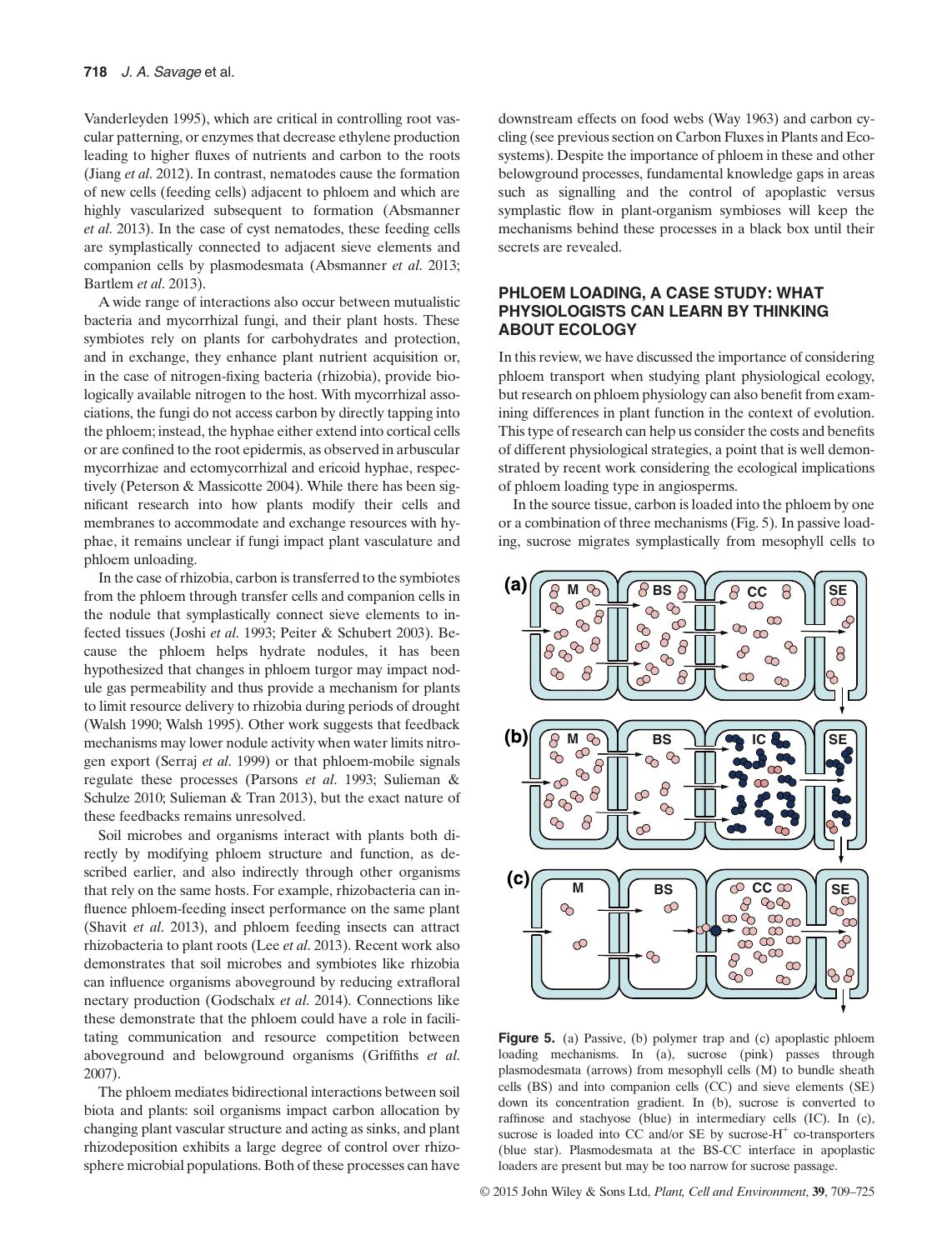Vanderleyden 1995), which are critical in controlling root vascular patterning, or enzymes that decrease ethylene production leading to higher fluxes of nutrients and carbon to the roots (Jiang *et al*. 2012). In contrast, nematodes cause the formation of new cells (feeding cells) adjacent to phloem and which are highly vascularized subsequent to formation (Absmanner *et al*. 2013). In the case of cyst nematodes, these feeding cells are symplastically connected to adjacent sieve elements and companion cells by plasmodesmata (Absmanner *et al*. 2013; Bartlem *et al*. 2013).

A wide range of interactions also occur between mutualistic bacteria and mycorrhizal fungi, and their plant hosts. These symbiotes rely on plants for carbohydrates and protection, and in exchange, they enhance plant nutrient acquisition or, in the case of nitrogen-fixing bacteria (rhizobia), provide biologically available nitrogen to the host. With mycorrhizal associations, the fungi do not access carbon by directly tapping into the phloem; instead, the hyphae either extend into cortical cells or are confined to the root epidermis, as observed in arbuscular mycorrhizae and ectomycorrhizal and ericoid hyphae, respectively (Peterson & Massicotte 2004). While there has been significant research into how plants modify their cells and membranes to accommodate and exchange resources with hyphae, it remains unclear if fungi impact plant vasculature and phloem unloading.

In the case of rhizobia, carbon is transferred to the symbiotes from the phloem through transfer cells and companion cells in the nodule that symplastically connect sieve elements to infected tissues (Joshi *et al*. 1993; Peiter & Schubert 2003). Because the phloem helps hydrate nodules, it has been hypothesized that changes in phloem turgor may impact nodule gas permeability and thus provide a mechanism for plants to limit resource delivery to rhizobia during periods of drought (Walsh 1990; Walsh 1995). Other work suggests that feedback mechanisms may lower nodule activity when water limits nitrogen export (Serraj *et al*. 1999) or that phloem-mobile signals regulate these processes (Parsons *et al*. 1993; Sulieman & Schulze 2010; Sulieman & Tran 2013), but the exact nature of these feedbacks remains unresolved.

Soil microbes and organisms interact with plants both directly by modifying phloem structure and function, as described earlier, and also indirectly through other organisms that rely on the same hosts. For example, rhizobacteria can influence phloem-feeding insect performance on the same plant (Shavit *et al*. 2013), and phloem feeding insects can attract rhizobacteria to plant roots (Lee *et al*. 2013). Recent work also demonstrates that soil microbes and symbiotes like rhizobia can influence organisms aboveground by reducing extrafloral nectary production (Godschalx *et al*. 2014). Connections like these demonstrate that the phloem could have a role in facilitating communication and resource competition between aboveground and belowground organisms (Griffiths *et al*. 2007).

The phloem mediates bidirectional interactions between soil biota and plants: soil organisms impact carbon allocation by changing plant vascular structure and acting as sinks, and plant rhizodeposition exhibits a large degree of control over rhizosphere microbial populations. Both of these processes can have downstream effects on food webs (Way 1963) and carbon cycling (see previous section on Carbon Fluxes in Plants and Ecosystems). Despite the importance of phloem in these and other belowground processes, fundamental knowledge gaps in areas such as signalling and the control of apoplastic versus symplastic flow in plant-organism symbioses will keep the mechanisms behind these processes in a black box until their secrets are revealed.

## PHLOEM LOADING, A CASE STUDY: WHAT PHYSIOLOGISTS CAN LEARN BY THINKING ABOUT ECOLOGY

In this review, we have discussed the importance of considering phloem transport when studying plant physiological ecology, but research on phloem physiology can also benefit from examining differences in plant function in the context of evolution. This type of research can help us consider the costs and benefits of different physiological strategies, a point that is well demonstrated by recent work considering the ecological implications of phloem loading type in angiosperms.

In the source tissue, carbon is loaded into the phloem by one or a combination of three mechanisms (Fig. 5). In passive loading, sucrose migrates symplastically from mesophyll cells to

**Figure 5.** (a) Passive, (b) polymer trap and (c) apoplastic phloem loading mechanisms. In (a), sucrose (pink) passes through plasmodesmata (arrows) from mesophyll cells (M) to bundle sheath cells (BS) and into companion cells (CC) and sieve elements (SE) down its concentration gradient. In (b), sucrose is converted to raffinose and stachyose (blue) in intermediary cells (IC). In (c), sucrose is loaded into CC and/or SE by sucrose-$H^+$ co-transporters (blue star). Plasmodesmata at the BS-CC interface in apoplastic loaders are present but may be too narrow for sucrose passage.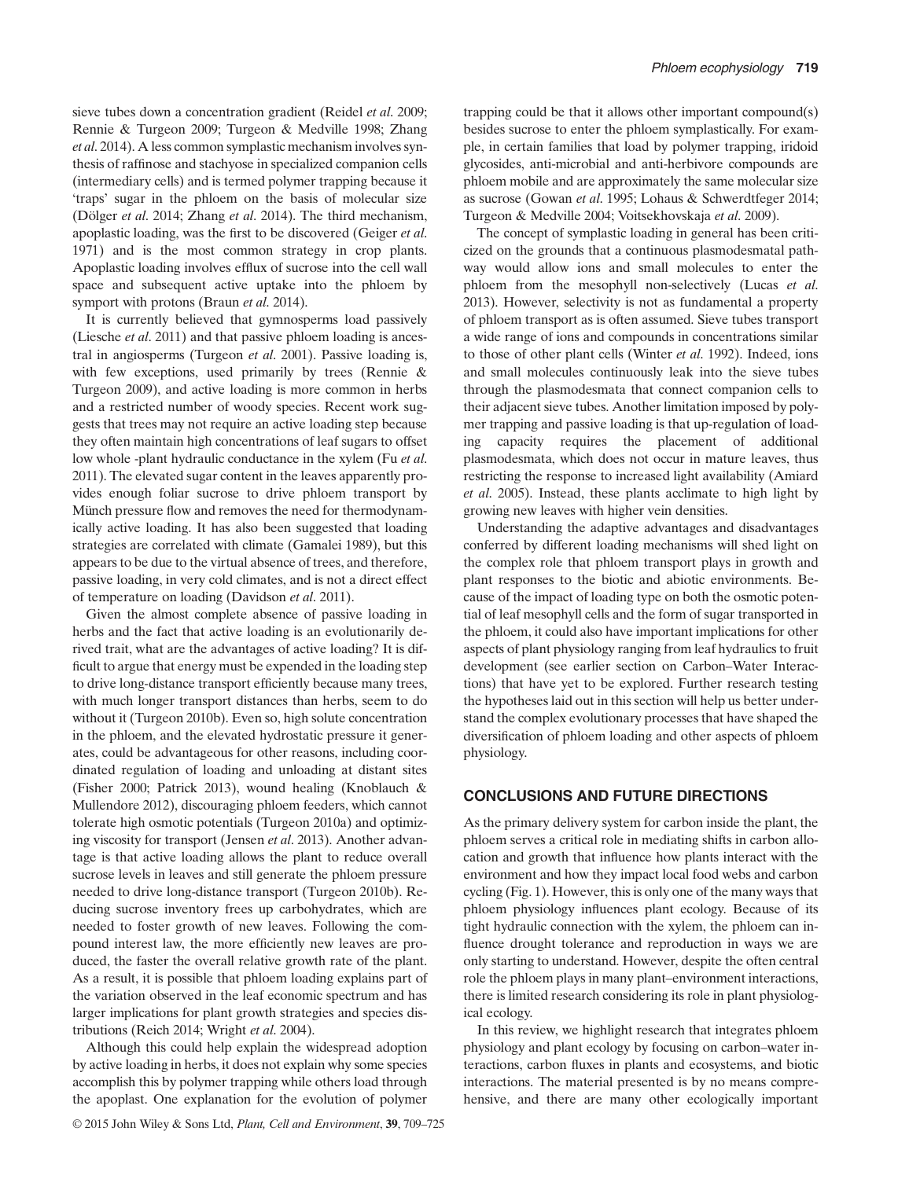sieve tubes down a concentration gradient (Reidel *et al*. 2009; Rennie & Turgeon 2009; Turgeon & Medville 1998; Zhang *et al*. 2014). A less common symplastic mechanism involves synthesis of raffinose and stachyose in specialized companion cells (intermediary cells) and is termed polymer trapping because it 'traps' sugar in the phloem on the basis of molecular size (Dölger *et al*. 2014; Zhang *et al*. 2014). The third mechanism, apoplastic loading, was the first to be discovered (Geiger *et al*. 1971) and is the most common strategy in crop plants. Apoplastic loading involves efflux of sucrose into the cell wall space and subsequent active uptake into the phloem by symport with protons (Braun *et al*. 2014).

It is currently believed that gymnosperms load passively (Liesche *et al*. 2011) and that passive phloem loading is ancestral in angiosperms (Turgeon *et al*. 2001). Passive loading is, with few exceptions, used primarily by trees (Rennie & Turgeon 2009), and active loading is more common in herbs and a restricted number of woody species. Recent work suggests that trees may not require an active loading step because they often maintain high concentrations of leaf sugars to offset low whole -plant hydraulic conductance in the xylem (Fu *et al*. 2011). The elevated sugar content in the leaves apparently provides enough foliar sucrose to drive phloem transport by Münch pressure flow and removes the need for thermodynamically active loading. It has also been suggested that loading strategies are correlated with climate (Gamalei 1989), but this appears to be due to the virtual absence of trees, and therefore, passive loading, in very cold climates, and is not a direct effect of temperature on loading (Davidson *et al*. 2011).

Given the almost complete absence of passive loading in herbs and the fact that active loading is an evolutionarily derived trait, what are the advantages of active loading? It is difficult to argue that energy must be expended in the loading step to drive long-distance transport efficiently because many trees, with much longer transport distances than herbs, seem to do without it (Turgeon 2010b). Even so, high solute concentration in the phloem, and the elevated hydrostatic pressure it generates, could be advantageous for other reasons, including coordinated regulation of loading and unloading at distant sites (Fisher 2000; Patrick 2013), wound healing (Knoblauch & Mullendore 2012), discouraging phloem feeders, which cannot tolerate high osmotic potentials (Turgeon 2010a) and optimizing viscosity for transport (Jensen *et al*. 2013). Another advantage is that active loading allows the plant to reduce overall sucrose levels in leaves and still generate the phloem pressure needed to drive long-distance transport (Turgeon 2010b). Reducing sucrose inventory frees up carbohydrates, which are needed to foster growth of new leaves. Following the compound interest law, the more efficiently new leaves are produced, the faster the overall relative growth rate of the plant. As a result, it is possible that phloem loading explains part of the variation observed in the leaf economic spectrum and has larger implications for plant growth strategies and species distributions (Reich 2014; Wright *et al*. 2004).

Although this could help explain the widespread adoption by active loading in herbs, it does not explain why some species accomplish this by polymer trapping while others load through the apoplast. One explanation for the evolution of polymer trapping could be that it allows other important compound(s) besides sucrose to enter the phloem symplastically. For example, in certain families that load by polymer trapping, iridoid glycosides, anti-microbial and anti-herbivore compounds are phloem mobile and are approximately the same molecular size as sucrose (Gowan *et al*. 1995; Lohaus & Schwerdtfeger 2014; Turgeon & Medville 2004; Voitsekhovskaja *et al*. 2009).

The concept of symplastic loading in general has been criticized on the grounds that a continuous plasmodesmatal pathway would allow ions and small molecules to enter the phloem from the mesophyll non-selectively (Lucas *et al*. 2013). However, selectivity is not as fundamental a property of phloem transport as is often assumed. Sieve tubes transport a wide range of ions and compounds in concentrations similar to those of other plant cells (Winter *et al*. 1992). Indeed, ions and small molecules continuously leak into the sieve tubes through the plasmodesmata that connect companion cells to their adjacent sieve tubes. Another limitation imposed by polymer trapping and passive loading is that up-regulation of loading capacity requires the placement of additional plasmodesmata, which does not occur in mature leaves, thus restricting the response to increased light availability (Amiard *et al*. 2005). Instead, these plants acclimate to high light by growing new leaves with higher vein densities.

Understanding the adaptive advantages and disadvantages conferred by different loading mechanisms will shed light on the complex role that phloem transport plays in growth and plant responses to the biotic and abiotic environments. Because of the impact of loading type on both the osmotic potential of leaf mesophyll cells and the form of sugar transported in the phloem, it could also have important implications for other aspects of plant physiology ranging from leaf hydraulics to fruit development (see earlier section on Carbon–Water Interactions) that have yet to be explored. Further research testing the hypotheses laid out in this section will help us better understand the complex evolutionary processes that have shaped the diversification of phloem loading and other aspects of phloem physiology.

## CONCLUSIONS AND FUTURE DIRECTIONS

As the primary delivery system for carbon inside the plant, the phloem serves a critical role in mediating shifts in carbon allocation and growth that influence how plants interact with the environment and how they impact local food webs and carbon cycling (Fig. 1). However, this is only one of the many ways that phloem physiology influences plant ecology. Because of its tight hydraulic connection with the xylem, the phloem can influence drought tolerance and reproduction in ways we are only starting to understand. However, despite the often central role the phloem plays in many plant–environment interactions, there is limited research considering its role in plant physiological ecology.

In this review, we highlight research that integrates phloem physiology and plant ecology by focusing on carbon–water interactions, carbon fluxes in plants and ecosystems, and biotic interactions. The material presented is by no means comprehensive, and there are many other ecologically important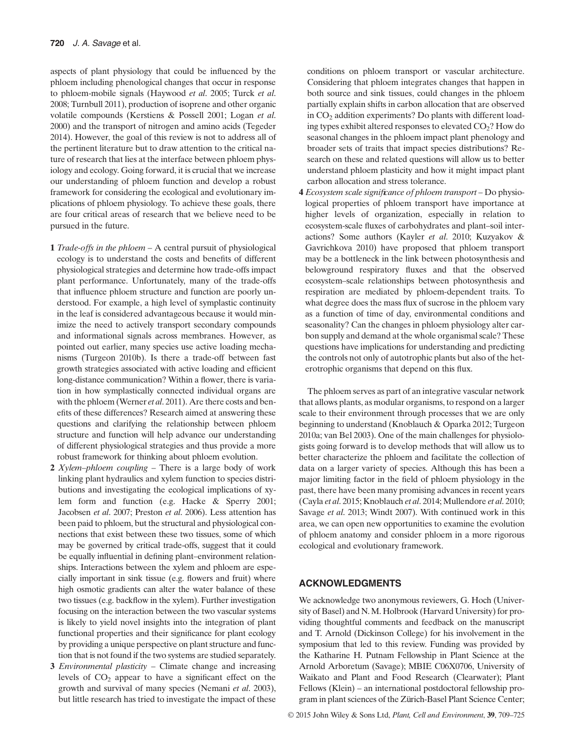aspects of plant physiology that could be influenced by the phloem including phenological changes that occur in response to phloem-mobile signals (Haywood *et al.* 2005; Turck *et al.* 2008; Turnbull 2011), production of isoprene and other organic volatile compounds (Kerstiens & Possell 2001; Logan *et al.* 2000) and the transport of nitrogen and amino acids (Tegeder 2014). However, the goal of this review is not to address all of the pertinent literature but to draw attention to the critical nature of research that lies at the interface between phloem physiology and ecology. Going forward, it is crucial that we increase our understanding of phloem function and develop a robust framework for considering the ecological and evolutionary implications of phloem physiology. To achieve these goals, there are four critical areas of research that we believe need to be pursued in the future.

1. *Trade-offs in the phloem* – A central pursuit of physiological ecology is to understand the costs and benefits of different physiological strategies and determine how trade-offs impact plant performance. Unfortunately, many of the trade-offs that influence phloem structure and function are poorly understood. For example, a high level of symplastic continuity in the leaf is considered advantageous because it would minimize the need to actively transport secondary compounds and informational signals across membranes. However, as pointed out earlier, many species use active loading mechanisms (Turgeon 2010b). Is there a trade-off between fast growth strategies associated with active loading and efficient long-distance communication? Within a flower, there is variation in how symplastically connected individual organs are with the phloem (Werner *et al.* 2011). Are there costs and benefits of these differences? Research aimed at answering these questions and clarifying the relationship between phloem structure and function will help advance our understanding of different physiological strategies and thus provide a more robust framework for thinking about phloem evolution.
2. *Xylem–phloem coupling* – There is a large body of work linking plant hydraulics and xylem function to species distributions and investigating the ecological implications of xylem form and function (e.g. Hacke & Sperry 2001; Jacobsen *et al.* 2007; Preston *et al.* 2006). Less attention has been paid to phloem, but the structural and physiological connections that exist between these two tissues, some of which may be governed by critical trade-offs, suggest that it could be equally influential in defining plant–environment relationships. Interactions between the xylem and phloem are especially important in sink tissue (e.g. flowers and fruit) where high osmotic gradients can alter the water balance of these two tissues (e.g. backflow in the xylem). Further investigation focusing on the interaction between the two vascular systems is likely to yield novel insights into the integration of plant functional properties and their significance for plant ecology by providing a unique perspective on plant structure and function that is not found if the two systems are studied separately.
3. *Environmental plasticity* – Climate change and increasing levels of $CO_2$ appear to have a significant effect on the growth and survival of many species (Nemani *et al.* 2003), but little research has tried to investigate the impact of these conditions on phloem transport or vascular architecture. Considering that phloem integrates changes that happen in both source and sink tissues, could changes in the phloem partially explain shifts in carbon allocation that are observed in $CO_2$ addition experiments? Do plants with different loading types exhibit altered responses to elevated $CO_2$? How do seasonal changes in the phloem impact plant phenology and broader sets of traits that impact species distributions? Research on these and related questions will allow us to better understand phloem plasticity and how it might impact plant carbon allocation and stress tolerance.
4. *Ecosystem scale significance of phloem transport* – Do physiological properties of phloem transport have importance at higher levels of organization, especially in relation to ecosystem-scale fluxes of carbohydrates and plant–soil interactions? Some authors (Kayler *et al.* 2010; Kuzyakov & Gavrichkova 2010) have proposed that phloem transport may be a bottleneck in the link between photosynthesis and belowground respiratory fluxes and that the observed ecosystem–scale relationships between photosynthesis and respiration are mediated by phloem-dependent traits. To what degree does the mass flux of sucrose in the phloem vary as a function of time of day, environmental conditions and seasonality? Can the changes in phloem physiology alter carbon supply and demand at the whole organismal scale? These questions have implications for understanding and predicting the controls not only of autotrophic plants but also of the heterotrophic organisms that depend on this flux.

The phloem serves as part of an integrative vascular network that allows plants, as modular organisms, to respond on a larger scale to their environment through processes that we are only beginning to understand (Knoblauch & Oparka 2012; Turgeon 2010a; van Bel 2003). One of the main challenges for physiologists going forward is to develop methods that will allow us to better characterize the phloem and facilitate the collection of data on a larger variety of species. Although this has been a major limiting factor in the field of phloem physiology in the past, there have been many promising advances in recent years (Cayla *et al.* 2015; Knoblauch *et al.* 2014; Mullendore *et al.* 2010; Savage *et al.* 2013; Windt 2007). With continued work in this area, we can open new opportunities to examine the evolution of phloem anatomy and consider phloem in a more rigorous ecological and evolutionary framework.

## ACKNOWLEDGMENTS

We acknowledge two anonymous reviewers, G. Hoch (University of Basel) and N. M. Holbrook (Harvard University) for providing thoughtful comments and feedback on the manuscript and T. Arnold (Dickinson College) for his involvement in the symposium that led to this review. Funding was provided by the Katharine H. Putnam Fellowship in Plant Science at the Arnold Arboretum (Savage); MBIE C06X0706, University of Waikato and Plant and Food Research (Clearwater); Plant Fellows (Klein) – an international postdoctoral fellowship program in plant sciences of the Zürich-Basel Plant Science Center;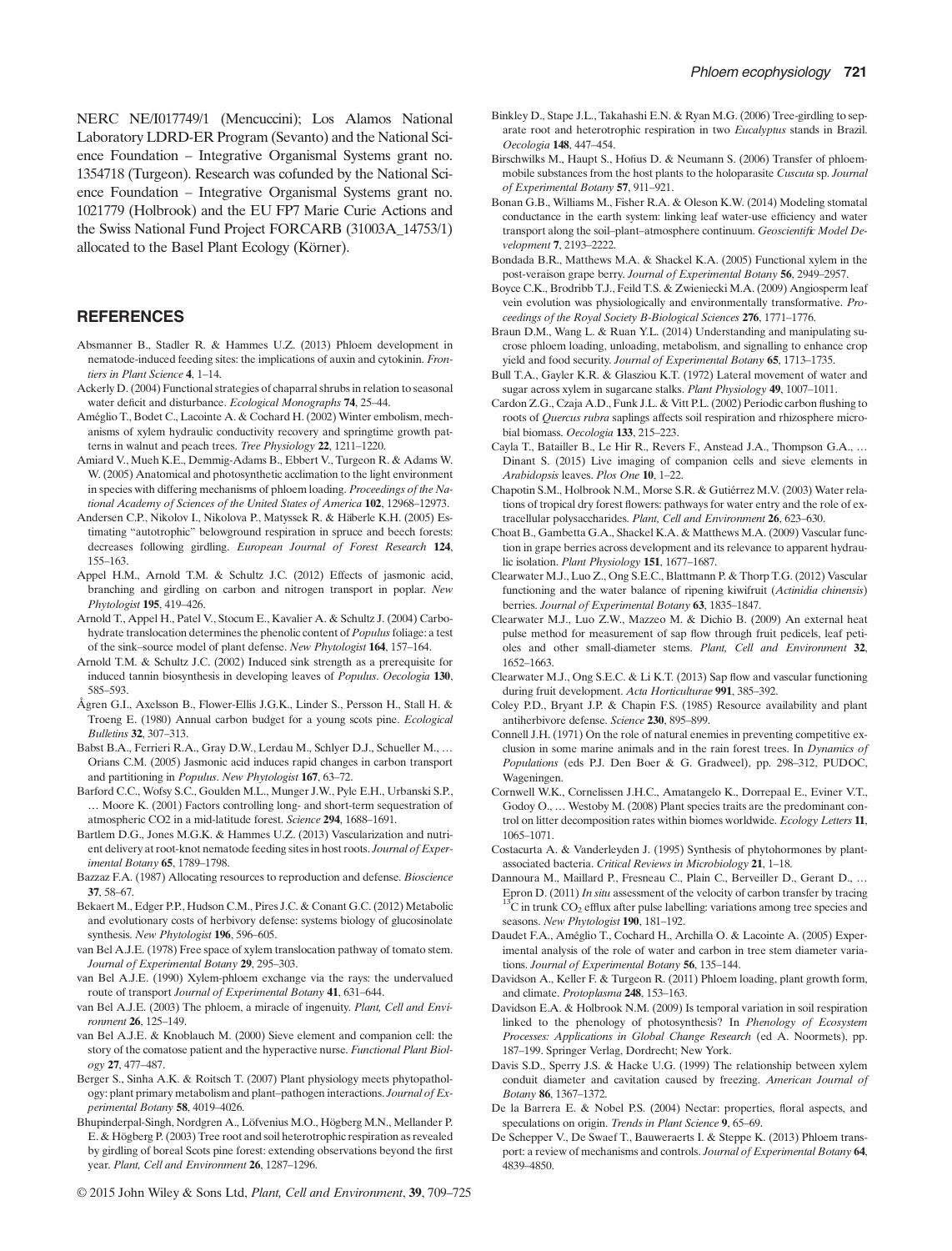NERC NE/I017749/1 (Mencuccini); Los Alamos National Laboratory LDRD-ER Program (Sevanto) and the National Science Foundation – Integrative Organismal Systems grant no. 1354718 (Turgeon). Research was cofunded by the National Science Foundation – Integrative Organismal Systems grant no. 1021779 (Holbrook) and the EU FP7 Marie Curie Actions and the Swiss National Fund Project FORCARB (31003A_14753/1) allocated to the Basel Plant Ecology (Körner).

## REFERENCES

Absmanner B., Stadler R. & Hammes U.Z. (2013) Phloem development in nematode-induced feeding sites: the implications of auxin and cytokinin. *Frontiers in Plant Science* **4**, 1–14.

Ackerly D. (2004) Functional strategies of chaparral shrubs in relation to seasonal water deficit and disturbance. *Ecological Monographs* **74**, 25–44.

Améglio T., Bodet C., Lacointe A. & Cochard H. (2002) Winter embolism, mechanisms of xylem hydraulic conductivity recovery and springtime growth patterns in walnut and peach trees. *Tree Physiology* **22**, 1211–1220.

Amiard V., Mueh K.E., Demmig-Adams B., Ebbert V., Turgeon R. & Adams W. W. (2005) Anatomical and photosynthetic acclimation to the light environment in species with differing mechanisms of phloem loading. *Proceedings of the National Academy of Sciences of the United States of America* **102**, 12968–12973.

Andersen C.P., Nikolov I., Nikolova P., Matyssek R. & Häberle K.H. (2005) Estimating "autotrophic" belowground respiration in spruce and beech forests: decreases following girdling. *European Journal of Forest Research* **124**, 155–163.

Appel H.M., Arnold T.M. & Schultz J.C. (2012) Effects of jasmonic acid, branching and girdling on carbon and nitrogen transport in poplar. *New Phytologist* **195**, 419–426.

Arnold T., Appel H., Patel V., Stocum E., Kavalier A. & Schultz J. (2004) Carbohydrate translocation determines the phenolic content of *Populus* foliage: a test of the sink–source model of plant defense. *New Phytologist* **164**, 157–164.

Arnold T.M. & Schultz J.C. (2002) Induced sink strength as a prerequisite for induced tannin biosynthesis in developing leaves of *Populus*. *Oecologia* **130**, 585–593.

Ågren G.I., Axelsson B., Flower-Ellis J.G.K., Linder S., Persson H., Stall H. & Troeng E. (1980) Annual carbon budget for a young scots pine. *Ecological Bulletins* **32**, 307–313.

Babst B.A., Ferrieri R.A., Gray D.W., Lerdau M., Schlyer D.J., Schueller M., … Orians C.M. (2005) Jasmonic acid induces rapid changes in carbon transport and partitioning in *Populus*. *New Phytologist* **167**, 63–72.

Barford C.C., Wofsy S.C., Goulden M.L., Munger J.W., Pyle E.H., Urbanski S.P., … Moore K. (2001) Factors controlling long- and short-term sequestration of atmospheric CO2 in a mid-latitude forest. *Science* **294**, 1688–1691.

Bartlem D.G., Jones M.G.K. & Hammes U.Z. (2013) Vascularization and nutrient delivery at root-knot nematode feeding sites in host roots. *Journal of Experimental Botany* **65**, 1789–1798.

Bazzaz F.A. (1987) Allocating resources to reproduction and defense. *Bioscience* **37**, 58–67.

Bekaert M., Edger P.P., Hudson C.M., Pires J.C. & Conant G.C. (2012) Metabolic and evolutionary costs of herbivory defense: systems biology of glucosinolate synthesis. *New Phytologist* **196**, 596–605.

van Bel A.J.E. (1978) Free space of xylem translocation pathway of tomato stem. *Journal of Experimental Botany* **29**, 295–303.

van Bel A.J.E. (1990) Xylem-phloem exchange via the rays: the undervalued route of transport *Journal of Experimental Botany* **41**, 631–644.

van Bel A.J.E. (2003) The phloem, a miracle of ingenuity. *Plant, Cell and Environment* **26**, 125–149.

van Bel A.J.E. & Knoblauch M. (2000) Sieve element and companion cell: the story of the comatose patient and the hyperactive nurse. *Functional Plant Biology* **27**, 477–487.

Berger S., Sinha A.K. & Roitsch T. (2007) Plant physiology meets phytopathology: plant primary metabolism and plant–pathogen interactions. *Journal of Experimental Botany* **58**, 4019–4026.

Bhupinderpal-Singh, Nordgren A., Löfvenius M.O., Högberg M.N., Mellander P. E. & Högberg P. (2003) Tree root and soil heterotrophic respiration as revealed by girdling of boreal Scots pine forest: extending observations beyond the first year. *Plant, Cell and Environment* **26**, 1287–1296.

Binkley D., Stape J.L., Takahashi E.N. & Ryan M.G. (2006) Tree-girdling to separate root and heterotrophic respiration in two *Eucalyptus* stands in Brazil. *Oecologia* **148**, 447–454.

Birschwilks M., Haupt S., Hofius D. & Neumann S. (2006) Transfer of phloem-mobile substances from the host plants to the holoparasite *Cuscuta* sp. *Journal of Experimental Botany* **57**, 911–921.

Bonan G.B., Williams M., Fisher R.A. & Oleson K.W. (2014) Modeling stomatal conductance in the earth system: linking leaf water-use efficiency and water transport along the soil–plant–atmosphere continuum. *Geoscientific Model Development* **7**, 2193–2222.

Bondada B.R., Matthews M.A. & Shackel K.A. (2005) Functional xylem in the post-veraison grape berry. *Journal of Experimental Botany* **56**, 2949–2957.

Boyce C.K., Brodribb T.J., Feild T.S. & Zwieniecki M.A. (2009) Angiosperm leaf vein evolution was physiologically and environmentally transformative. *Proceedings of the Royal Society B-Biological Sciences* **276**, 1771–1776.

Braun D.M., Wang L. & Ruan Y.L. (2014) Understanding and manipulating sucrose phloem loading, unloading, metabolism, and signalling to enhance crop yield and food security. *Journal of Experimental Botany* **65**, 1713–1735.

Bull T.A., Gayler K.R. & Glasziou K.T. (1972) Lateral movement of water and sugar across xylem in sugarcane stalks. *Plant Physiology* **49**, 1007–1011.

Cardon Z.G., Czaja A.D., Funk J.L. & Vitt P.L. (2002) Periodic carbon flushing to roots of *Quercus rubra* saplings affects soil respiration and rhizosphere microbial biomass. *Oecologia* **133**, 215–223.

Cayla T., Batailler B., Le Hir R., Revers F., Anstead J.A., Thompson G.A., … Dinant S. (2015) Live imaging of companion cells and sieve elements in *Arabidopsis* leaves. *Plos One* **10**, 1–22.

Chapotin S.M., Holbrook N.M., Morse S.R. & Gutiérrez M.V. (2003) Water relations of tropical dry forest flowers: pathways for water entry and the role of extracellular polysaccharides. *Plant, Cell and Environment* **26**, 623–630.

Choat B., Gambetta G.A., Shackel K.A. & Matthews M.A. (2009) Vascular function in grape berries across development and its relevance to apparent hydraulic isolation. *Plant Physiology* **151**, 1677–1687.

Clearwater M.J., Luo Z., Ong S.E.C., Blattmann P. & Thorp T.G. (2012) Vascular functioning and the water balance of ripening kiwifruit (*Actinidia chinensis*) berries. *Journal of Experimental Botany* **63**, 1835–1847.

Clearwater M.J., Luo Z.W., Mazzeo M. & Dichio B. (2009) An external heat pulse method for measurement of sap flow through fruit pedicels, leaf petioles and other small-diameter stems. *Plant, Cell and Environment* **32**, 1652–1663.

Clearwater M.J., Ong S.E.C. & Li K.T. (2013) Sap flow and vascular functioning during fruit development. *Acta Horticulturae* **991**, 385–392.

Coley P.D., Bryant J.P. & Chapin F.S. (1985) Resource availability and plant antiherbivore defense. *Science* **230**, 895–899.

Connell J.H. (1971) On the role of natural enemies in preventing competitive exclusion in some marine animals and in the rain forest trees. In *Dynamics of Populations* (eds P.J. Den Boer & G. Gradweel), pp. 298–312, PUDOC, Wageningen.

Cornwell W.K., Cornelissen J.H.C., Amatangelo K., Dorrepaal E., Eviner V.T., Godoy O., … Westoby M. (2008) Plant species traits are the predominant control on litter decomposition rates within biomes worldwide. *Ecology Letters* **11**, 1065–1071.

Costacurta A. & Vanderleyden J. (1995) Synthesis of phytohormones by plant-associated bacteria. *Critical Reviews in Microbiology* **21**, 1–18.

Dannoura M., Maillard P., Fresneau C., Plain C., Berveiller D., Gerant D., … Epron D. (2011) *In situ* assessment of the velocity of carbon transfer by tracing $^{13}C$ in trunk $CO_2$ efflux after pulse labelling: variations among tree species and seasons. *New Phytologist* **190**, 181–192.

Daudet F.A., Améglio T., Cochard H., Archilla O. & Lacointe A. (2005) Experimental analysis of the role of water and carbon in tree stem diameter variations. *Journal of Experimental Botany* **56**, 135–144.

Davidson A., Keller F. & Turgeon R. (2011) Phloem loading, plant growth form, and climate. *Protoplasma* **248**, 153–163.

Davidson E.A. & Holbrook N.M. (2009) Is temporal variation in soil respiration linked to the phenology of photosynthesis? In *Phenology of Ecosystem Processes: Applications in Global Change Research* (ed A. Noormets), pp. 187–199. Springer Verlag, Dordrecht; New York.

Davis S.D., Sperry J.S. & Hacke U.G. (1999) The relationship between xylem conduit diameter and cavitation caused by freezing. *American Journal of Botany* **86**, 1367–1372.

De la Barrera E. & Nobel P.S. (2004) Nectar: properties, floral aspects, and speculations on origin. *Trends in Plant Science* **9**, 65–69.

De Schepper V., De Swaef T., Bauweraerts I. & Steppe K. (2013) Phloem transport: a review of mechanisms and controls. *Journal of Experimental Botany* **64**, 4839–4850.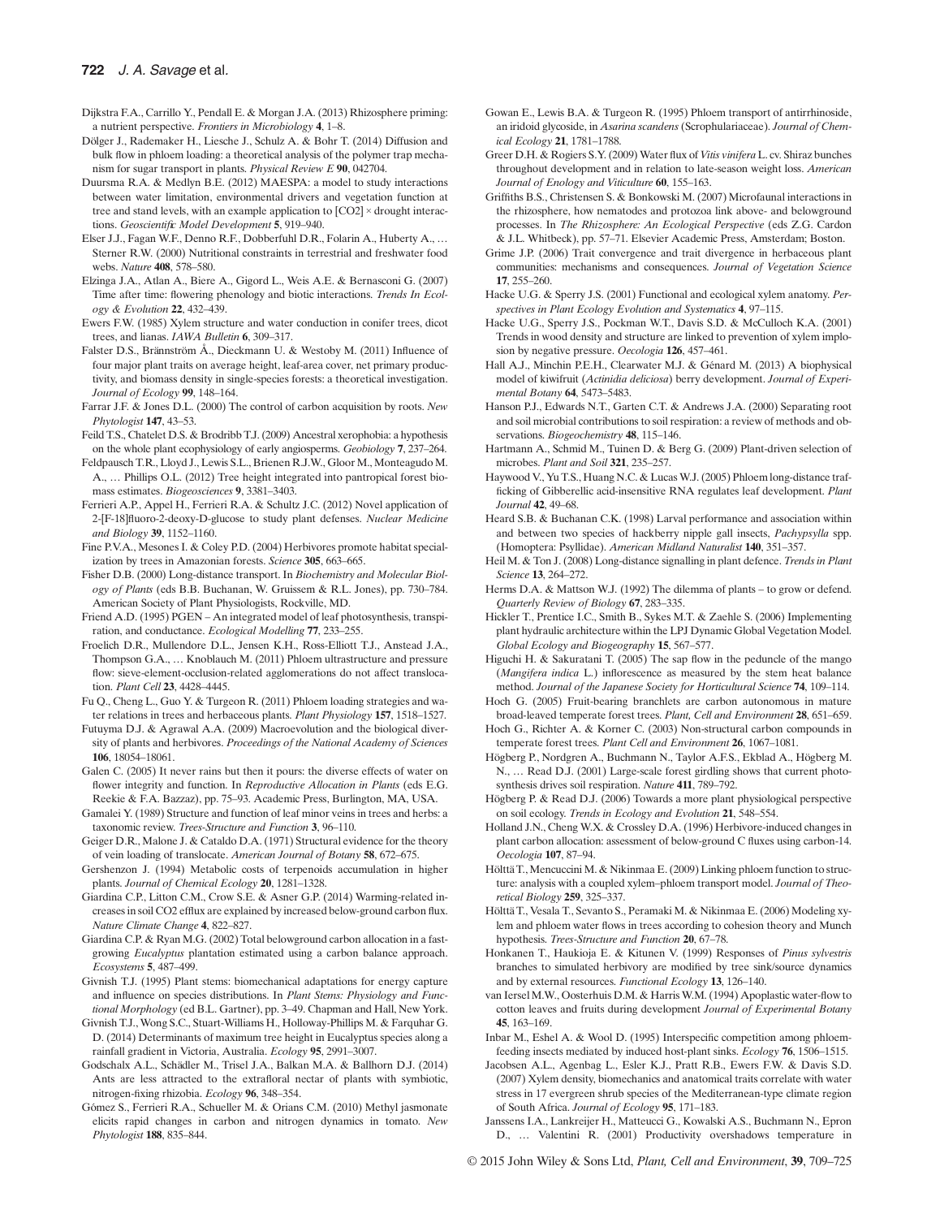Dijkstra F.A., Carrillo Y., Pendall E. & Morgan J.A. (2013) Rhizosphere priming: a nutrient perspective. *Frontiers in Microbiology* **4**, 1–8.

Dölger J., Rademaker H., Liesche J., Schulz A. & Bohr T. (2014) Diffusion and bulk flow in phloem loading: a theoretical analysis of the polymer trap mechanism for sugar transport in plants. *Physical Review E* **90**, 042704.

Duursma R.A. & Medlyn B.E. (2012) MAESPA: a model to study interactions between water limitation, environmental drivers and vegetation function at tree and stand levels, with an example application to [CO2] × drought interactions. *Geoscientific Model Development* **5**, 919–940.

Elser J.J., Fagan W.F., Denno R.F., Dobberfuhl D.R., Folarin A., Huberty A., … Sterner R.W. (2000) Nutritional constraints in terrestrial and freshwater food webs. *Nature* **408**, 578–580.

Elzinga J.A., Atlan A., Biere A., Gigord L., Weis A.E. & Bernasconi G. (2007) Time after time: flowering phenology and biotic interactions. *Trends In Ecology & Evolution* **22**, 432–439.

Ewers F.W. (1985) Xylem structure and water conduction in conifer trees, dicot trees, and lianas. *IAWA Bulletin* **6**, 309–317.

Falster D.S., Brännström Å., Dieckmann U. & Westoby M. (2011) Influence of four major plant traits on average height, leaf-area cover, net primary productivity, and biomass density in single-species forests: a theoretical investigation. *Journal of Ecology* **99**, 148–164.

Farrar J.F. & Jones D.L. (2000) The control of carbon acquisition by roots. *New Phytologist* **147**, 43–53.

Feild T.S., Chatelet D.S. & Brodribb T.J. (2009) Ancestral xerophobia: a hypothesis on the whole plant ecophysiology of early angiosperms. *Geobiology* **7**, 237–264.

Feldpausch T.R., Lloyd J., Lewis S.L., Brienen R.J.W., Gloor M., Monteagudo M. A., … Phillips O.L. (2012) Tree height integrated into pantropical forest biomass estimates. *Biogeosciences* **9**, 3381–3403.

Ferrieri A.P., Appel H., Ferrieri R.A. & Schultz J.C. (2012) Novel application of 2-[F-18]fluoro-2-deoxy-D-glucose to study plant defenses. *Nuclear Medicine and Biology* **39**, 1152–1160.

Fine P.V.A., Mesones I. & Coley P.D. (2004) Herbivores promote habitat specialization by trees in Amazonian forests. *Science* **305**, 663–665.

Fisher D.B. (2000) Long-distance transport. In *Biochemistry and Molecular Biology of Plants* (eds B.B. Buchanan, W. Gruissem & R.L. Jones), pp. 730–784. American Society of Plant Physiologists, Rockville, MD.

Friend A.D. (1995) PGEN – An integrated model of leaf photosynthesis, transpiration, and conductance. *Ecological Modelling* **77**, 233–255.

Froelich D.R., Mullendore D.L., Jensen K.H., Ross-Elliott T.J., Anstead J.A., Thompson G.A., … Knoblauch M. (2011) Phloem ultrastructure and pressure flow: sieve-element-occlusion-related agglomerations do not affect translocation. *Plant Cell* **23**, 4428–4445.

Fu Q., Cheng L., Guo Y. & Turgeon R. (2011) Phloem loading strategies and water relations in trees and herbaceous plants. *Plant Physiology* **157**, 1518–1527.

Futuyma D.J. & Agrawal A.A. (2009) Macroevolution and the biological diversity of plants and herbivores. *Proceedings of the National Academy of Sciences* **106**, 18054–18061.

Galen C. (2005) It never rains but then it pours: the diverse effects of water on flower integrity and function. In *Reproductive Allocation in Plants* (eds E.G. Reekie & F.A. Bazzaz), pp. 75–93. Academic Press, Burlington, MA, USA.

Gamalei Y. (1989) Structure and function of leaf minor veins in trees and herbs: a taxonomic review. *Trees-Structure and Function* **3**, 96–110.

Geiger D.R., Malone J. & Cataldo D.A. (1971) Structural evidence for the theory of vein loading of translocate. *American Journal of Botany* **58**, 672–675.

Gershenzon J. (1994) Metabolic costs of terpenoids accumulation in higher plants. *Journal of Chemical Ecology* **20**, 1281–1328.

Giardina C.P., Litton C.M., Crow S.E. & Asner G.P. (2014) Warming-related increases in soil CO2 efflux are explained by increased below-ground carbon flux. *Nature Climate Change* **4**, 822–827.

Giardina C.P. & Ryan M.G. (2002) Total belowground carbon allocation in a fast-growing *Eucalyptus* plantation estimated using a carbon balance approach. *Ecosystems* **5**, 487–499.

Givnish T.J. (1995) Plant stems: biomechanical adaptations for energy capture and influence on species distributions. In *Plant Stems: Physiology and Functional Morphology* (ed B.L. Gartner), pp. 3–49. Chapman and Hall, New York.

Givnish T.J., Wong S.C., Stuart-Williams H., Holloway-Phillips M. & Farquhar G. D. (2014) Determinants of maximum tree height in Eucalyptus species along a rainfall gradient in Victoria, Australia. *Ecology* **95**, 2991–3007.

Godschalx A.L., Schädler M., Trisel J.A., Balkan M.A. & Ballhorn D.J. (2014) Ants are less attracted to the extrafloral nectar of plants with symbiotic, nitrogen-fixing rhizobia. *Ecology* **96**, 348–354.

Gómez S., Ferrieri R.A., Schueller M. & Orians C.M. (2010) Methyl jasmonate elicits rapid changes in carbon and nitrogen dynamics in tomato. *New Phytologist* **188**, 835–844.

Gowan E., Lewis B.A. & Turgeon R. (1995) Phloem transport of antirrhinoside, an iridoid glycoside, in *Asarina scandens* (Scrophulariaceae). *Journal of Chemical Ecology* **21**, 1781–1788.

Greer D.H. & Rogiers S.Y. (2009) Water flux of *Vitis vinifera* L. cv. Shiraz bunches throughout development and in relation to late-season weight loss. *American Journal of Enology and Viticulture* **60**, 155–163.

Griffiths B.S., Christensen S. & Bonkowski M. (2007) Microfaunal interactions in the rhizosphere, how nematodes and protozoa link above- and belowground processes. In *The Rhizosphere: An Ecological Perspective* (eds Z.G. Cardon & J.L. Whitbeck), pp. 57–71. Elsevier Academic Press, Amsterdam; Boston.

Grime J.P. (2006) Trait convergence and trait divergence in herbaceous plant communities: mechanisms and consequences. *Journal of Vegetation Science* **17**, 255–260.

Hacke U.G. & Sperry J.S. (2001) Functional and ecological xylem anatomy. *Perspectives in Plant Ecology Evolution and Systematics* **4**, 97–115.

Hacke U.G., Sperry J.S., Pockman W.T., Davis S.D. & McCulloch K.A. (2001) Trends in wood density and structure are linked to prevention of xylem implosion by negative pressure. *Oecologia* **126**, 457–461.

Hall A.J., Minchin P.E.H., Clearwater M.J. & Génard M. (2013) A biophysical model of kiwifruit (*Actinidia deliciosa*) berry development. *Journal of Experimental Botany* **64**, 5473–5483.

Hanson P.J., Edwards N.T., Garten C.T. & Andrews J.A. (2000) Separating root and soil microbial contributions to soil respiration: a review of methods and observations. *Biogeochemistry* **48**, 115–146.

Hartmann A., Schmid M., Tuinen D. & Berg G. (2009) Plant-driven selection of microbes. *Plant and Soil* **321**, 235–257.

Haywood V., Yu T.S., Huang N.C. & Lucas W.J. (2005) Phloem long-distance trafficking of Gibberellic acid-insensitive RNA regulates leaf development. *Plant Journal* **42**, 49–68.

Heard S.B. & Buchanan C.K. (1998) Larval performance and association within and between two species of hackberry nipple gall insects, *Pachypsylla* spp. (Homoptera: Psyllidae). *American Midland Naturalist* **140**, 351–357.

Heil M. & Ton J. (2008) Long-distance signalling in plant defence. *Trends in Plant Science* **13**, 264–272.

Herms D.A. & Mattson W.J. (1992) The dilemma of plants – to grow or defend. *Quarterly Review of Biology* **67**, 283–335.

Hickler T., Prentice I.C., Smith B., Sykes M.T. & Zaehle S. (2006) Implementing plant hydraulic architecture within the LPJ Dynamic Global Vegetation Model. *Global Ecology and Biogeography* **15**, 567–577.

Higuchi H. & Sakuratani T. (2005) The sap flow in the peduncle of the mango (*Mangifera indica* L.) inflorescence as measured by the stem heat balance method. *Journal of the Japanese Society for Horticultural Science* **74**, 109–114.

Hoch G. (2005) Fruit-bearing branchlets are carbon autonomous in mature broad-leaved temperate forest trees. *Plant, Cell and Environment* **28**, 651–659.

Hoch G., Richter A. & Korner C. (2003) Non-structural carbon compounds in temperate forest trees. *Plant Cell and Environment* **26**, 1067–1081.

Högberg P., Nordgren A., Buchmann N., Taylor A.F.S., Ekblad A., Högberg M. N., … Read D.J. (2001) Large-scale forest girdling shows that current photosynthesis drives soil respiration. *Nature* **411**, 789–792.

Högberg P. & Read D.J. (2006) Towards a more plant physiological perspective on soil ecology. *Trends in Ecology and Evolution* **21**, 548–554.

Holland J.N., Cheng W.X. & Crossley D.A. (1996) Herbivore-induced changes in plant carbon allocation: assessment of below-ground C fluxes using carbon-14. *Oecologia* **107**, 87–94.

Hölttä T., Mencuccini M. & Nikinmaa E. (2009) Linking phloem function to structure: analysis with a coupled xylem–phloem transport model. *Journal of Theoretical Biology* **259**, 325–337.

Hölttä T., Vesala T., Sevanto S., Peramaki M. & Nikinmaa E. (2006) Modeling xylem and phloem water flows in trees according to cohesion theory and Munch hypothesis. *Trees-Structure and Function* **20**, 67–78.

Honkanen T., Haukioja E. & Kitunen V. (1999) Responses of *Pinus sylvestris* branches to simulated herbivory are modified by tree sink/source dynamics and by external resources. *Functional Ecology* **13**, 126–140.

van Iersel M.W., Oosterhuis D.M. & Harris W.M. (1994) Apoplastic water-flow to cotton leaves and fruits during development *Journal of Experimental Botany* **45**, 163–169.

Inbar M., Eshel A. & Wool D. (1995) Interspecific competition among phloem-feeding insects mediated by induced host-plant sinks. *Ecology* **76**, 1506–1515.

Jacobsen A.L., Agenbag L., Esler K.J., Pratt R.B., Ewers F.W. & Davis S.D. (2007) Xylem density, biomechanics and anatomical traits correlate with water stress in 17 evergreen shrub species of the Mediterranean-type climate region of South Africa. *Journal of Ecology* **95**, 171–183.

Janssens I.A., Lankreijer H., Matteucci G., Kowalski A.S., Buchmann N., Epron D., … Valentini R. (2001) Productivity overshadows temperature in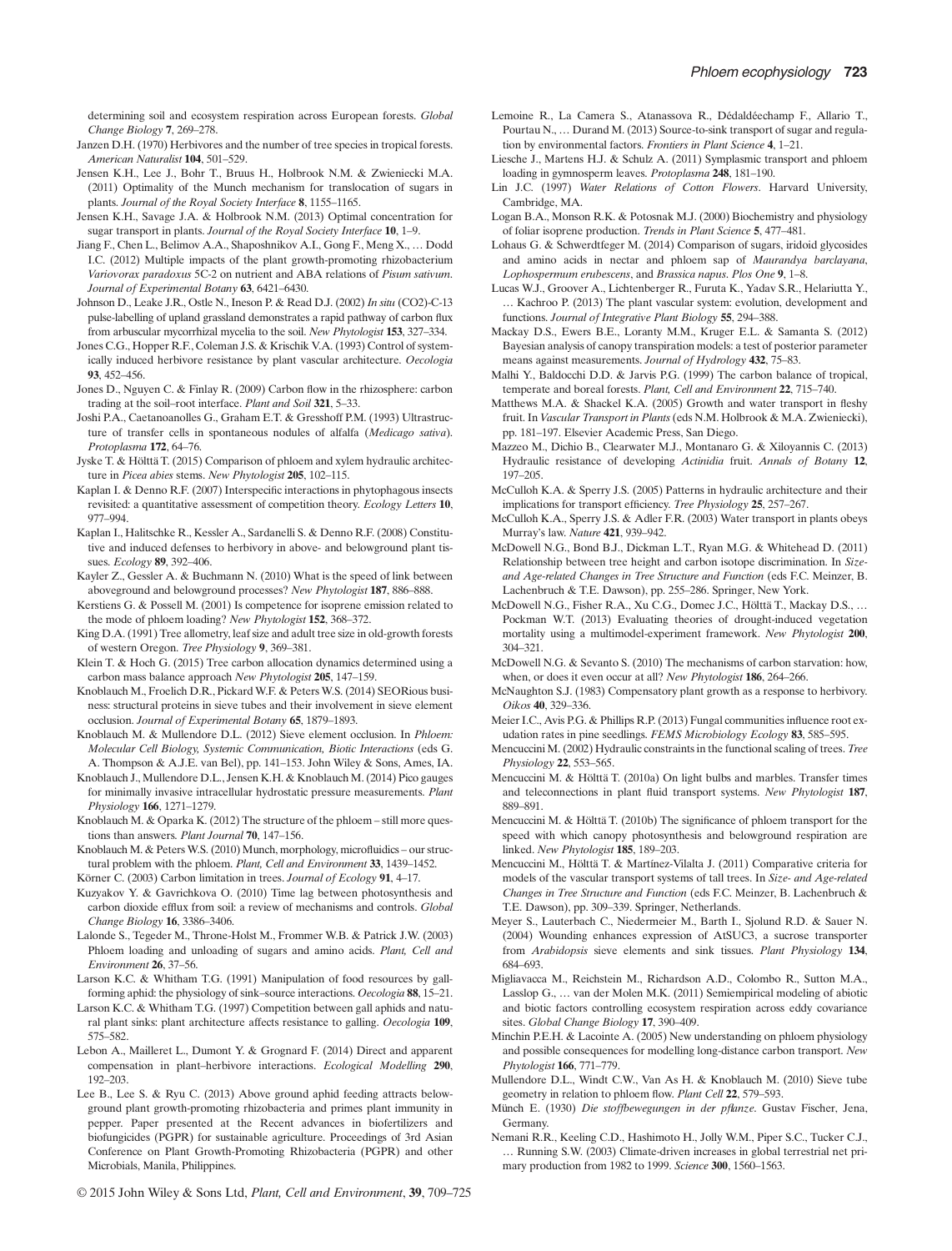determining soil and ecosystem respiration across European forests. *Global Change Biology* **7**, 269–278.

Janzen D.H. (1970) Herbivores and the number of tree species in tropical forests. *American Naturalist* **104**, 501–529.

Jensen K.H., Lee J., Bohr T., Bruus H., Holbrook N.M. & Zwieniecki M.A. (2011) Optimality of the Munch mechanism for translocation of sugars in plants. *Journal of the Royal Society Interface* **8**, 1155–1165.

Jensen K.H., Savage J.A. & Holbrook N.M. (2013) Optimal concentration for sugar transport in plants. *Journal of the Royal Society Interface* **10**, 1–9.

Jiang F., Chen L., Belimov A.A., Shaposhnikov A.I., Gong F., Meng X., … Dodd I.C. (2012) Multiple impacts of the plant growth-promoting rhizobacterium *Variovorax paradoxus* 5C-2 on nutrient and ABA relations of *Pisum sativum*. *Journal of Experimental Botany* **63**, 6421–6430.

Johnson D., Leake J.R., Ostle N., Ineson P. & Read D.J. (2002) *In situ* (CO2)-C-13 pulse-labelling of upland grassland demonstrates a rapid pathway of carbon flux from arbuscular mycorrhizal mycelia to the soil. *New Phytologist* **153**, 327–334.

Jones C.G., Hopper R.F., Coleman J.S. & Krischik V.A. (1993) Control of systemically induced herbivore resistance by plant vascular architecture. *Oecologia* **93**, 452–456.

Jones D., Nguyen C. & Finlay R. (2009) Carbon flow in the rhizosphere: carbon trading at the soil–root interface. *Plant and Soil* **321**, 5–33.

Joshi P.A., Caetanoanolles G., Graham E.T. & Gresshoff P.M. (1993) Ultrastructure of transfer cells in spontaneous nodules of alfalfa (*Medicago sativa*). *Protoplasma* **172**, 64–76.

Jyske T. & Hölttä T. (2015) Comparison of phloem and xylem hydraulic architecture in *Picea abies* stems. *New Phytologist* **205**, 102–115.

Kaplan I. & Denno R.F. (2007) Interspecific interactions in phytophagous insects revisited: a quantitative assessment of competition theory. *Ecology Letters* **10**, 977–994.

Kaplan I., Halitschke R., Kessler A., Sardanelli S. & Denno R.F. (2008) Constitutive and induced defenses to herbivory in above- and belowground plant tissues. *Ecology* **89**, 392–406.

Kayler Z., Gessler A. & Buchmann N. (2010) What is the speed of link between aboveground and belowground processes? *New Phytologist* **187**, 886–888.

Kerstiens G. & Possell M. (2001) Is competence for isoprene emission related to the mode of phloem loading? *New Phytologist* **152**, 368–372.

King D.A. (1991) Tree allometry, leaf size and adult tree size in old-growth forests of western Oregon. *Tree Physiology* **9**, 369–381.

Klein T. & Hoch G. (2015) Tree carbon allocation dynamics determined using a carbon mass balance approach *New Phytologist* **205**, 147–159.

Knoblauch M., Froelich D.R., Pickard W.F. & Peters W.S. (2014) SEORious business: structural proteins in sieve tubes and their involvement in sieve element occlusion. *Journal of Experimental Botany* **65**, 1879–1893.

Knoblauch M. & Mullendore D.L. (2012) Sieve element occlusion. In *Phloem: Molecular Cell Biology, Systemic Communication, Biotic Interactions* (eds G. A. Thompson & A.J.E. van Bel), pp. 141–153. John Wiley & Sons, Ames, IA.

Knoblauch J., Mullendore D.L., Jensen K.H. & Knoblauch M. (2014) Pico gauges for minimally invasive intracellular hydrostatic pressure measurements. *Plant Physiology* **166**, 1271–1279.

Knoblauch M. & Oparka K. (2012) The structure of the phloem – still more questions than answers. *Plant Journal* **70**, 147–156.

Knoblauch M. & Peters W.S. (2010) Munch, morphology, microfluidics – our structural problem with the phloem. *Plant, Cell and Environment* **33**, 1439–1452.

Körner C. (2003) Carbon limitation in trees. *Journal of Ecology* **91**, 4–17.

Kuzyakov Y. & Gavrichkova O. (2010) Time lag between photosynthesis and carbon dioxide efflux from soil: a review of mechanisms and controls. *Global Change Biology* **16**, 3386–3406.

Lalonde S., Tegeder M., Throne-Holst M., Frommer W.B. & Patrick J.W. (2003) Phloem loading and unloading of sugars and amino acids. *Plant, Cell and Environment* **26**, 37–56.

Larson K.C. & Whitham T.G. (1991) Manipulation of food resources by gall-forming aphid: the physiology of sink–source interactions. *Oecologia* **88**, 15–21.

Larson K.C. & Whitham T.G. (1997) Competition between gall aphids and natural plant sinks: plant architecture affects resistance to galling. *Oecologia* **109**, 575–582.

Lebon A., Mailleret L., Dumont Y. & Grognard F. (2014) Direct and apparent compensation in plant–herbivore interactions. *Ecological Modelling* **290**, 192–203.

Lee B., Lee S. & Ryu C. (2013) Above ground aphid feeding attracts belowground plant growth-promoting rhizobacteria and primes plant immunity in pepper. Paper presented at the Recent advances in biofertilizers and biofungicides (PGPR) for sustainable agriculture. Proceedings of 3rd Asian Conference on Plant Growth-Promoting Rhizobacteria (PGPR) and other Microbials, Manila, Philippines.

Lemoine R., La Camera S., Atanassova R., Dédaldéechamp F., Allario T., Pourtau N., … Durand M. (2013) Source-to-sink transport of sugar and regulation by environmental factors. *Frontiers in Plant Science* **4**, 1–21.

Liesche J., Martens H.J. & Schulz A. (2011) Symplasmic transport and phloem loading in gymnosperm leaves. *Protoplasma* **248**, 181–190.

Lin J.C. (1997) *Water Relations of Cotton Flowers*. Harvard University, Cambridge, MA.

Logan B.A., Monson R.K. & Potosnak M.J. (2000) Biochemistry and physiology of foliar isoprene production. *Trends in Plant Science* **5**, 477–481.

Lohaus G. & Schwerdtfeger M. (2014) Comparison of sugars, iridoid glycosides and amino acids in nectar and phloem sap of *Maurandya barclayana*, *Lophospermum erubescens*, and *Brassica napus*. *Plos One* **9**, 1–8.

Lucas W.J., Groover A., Lichtenberger R., Furuta K., Yadav S.R., Helariutta Y., … Kachroo P. (2013) The plant vascular system: evolution, development and functions. *Journal of Integrative Plant Biology* **55**, 294–388.

Mackay D.S., Ewers B.E., Loranty M.M., Kruger E.L. & Samanta S. (2012) Bayesian analysis of canopy transpiration models: a test of posterior parameter means against measurements. *Journal of Hydrology* **432**, 75–83.

Malhi Y., Baldocchi D.D. & Jarvis P.G. (1999) The carbon balance of tropical, temperate and boreal forests. *Plant, Cell and Environment* **22**, 715–740.

Matthews M.A. & Shackel K.A. (2005) Growth and water transport in fleshy fruit. In *Vascular Transport in Plants* (eds N.M. Holbrook & M.A. Zwieniecki), pp. 181–197. Elsevier Academic Press, San Diego.

Mazzeo M., Dichio B., Clearwater M.J., Montanaro G. & Xiloyannis C. (2013) Hydraulic resistance of developing *Actinidia* fruit. *Annals of Botany* **12**, 197–205.

McCulloh K.A. & Sperry J.S. (2005) Patterns in hydraulic architecture and their implications for transport efficiency. *Tree Physiology* **25**, 257–267.

McCulloh K.A., Sperry J.S. & Adler F.R. (2003) Water transport in plants obeys Murray's law. *Nature* **421**, 939–942.

McDowell N.G., Bond B.J., Dickman L.T., Ryan M.G. & Whitehead D. (2011) Relationship between tree height and carbon isotope discrimination. In *Size- and Age-related Changes in Tree Structure and Function* (eds F.C. Meinzer, B. Lachenbruch & T.E. Dawson), pp. 255–286. Springer, New York.

McDowell N.G., Fisher R.A., Xu C.G., Domec J.C., Hölttä T., Mackay D.S., … Pockman W.T. (2013) Evaluating theories of drought-induced vegetation mortality using a multimodel-experiment framework. *New Phytologist* **200**, 304–321.

McDowell N.G. & Sevanto S. (2010) The mechanisms of carbon starvation: how, when, or does it even occur at all? *New Phytologist* **186**, 264–266.

McNaughton S.J. (1983) Compensatory plant growth as a response to herbivory. *Oikos* **40**, 329–336.

Meier I.C., Avis P.G. & Phillips R.P. (2013) Fungal communities influence root exudation rates in pine seedlings. *FEMS Microbiology Ecology* **83**, 585–595.

Mencuccini M. (2002) Hydraulic constraints in the functional scaling of trees. *Tree Physiology* **22**, 553–565.

Mencuccini M. & Hölttä T. (2010a) On light bulbs and marbles. Transfer times and teleconnections in plant fluid transport systems. *New Phytologist* **187**, 889–891.

Mencuccini M. & Hölttä T. (2010b) The significance of phloem transport for the speed with which canopy photosynthesis and belowground respiration are linked. *New Phytologist* **185**, 189–203.

Mencuccini M., Hölttä T. & Martínez-Vilalta J. (2011) Comparative criteria for models of the vascular transport systems of tall trees. In *Size- and Age-related Changes in Tree Structure and Function* (eds F.C. Meinzer, B. Lachenbruch & T.E. Dawson), pp. 309–339. Springer, Netherlands.

Meyer S., Lauterbach C., Niedermeier M., Barth I., Sjolund R.D. & Sauer N. (2004) Wounding enhances expression of AtSUC3, a sucrose transporter from *Arabidopsis* sieve elements and sink tissues. *Plant Physiology* **134**, 684–693.

Migliavacca M., Reichstein M., Richardson A.D., Colombo R., Sutton M.A., Lasslop G., … van der Molen M.K. (2011) Semiempirical modeling of abiotic and biotic factors controlling ecosystem respiration across eddy covariance sites. *Global Change Biology* **17**, 390–409.

Minchin P.E.H. & Lacointe A. (2005) New understanding on phloem physiology and possible consequences for modelling long-distance carbon transport. *New Phytologist* **166**, 771–779.

Mullendore D.L., Windt C.W., Van As H. & Knoblauch M. (2010) Sieve tube geometry in relation to phloem flow. *Plant Cell* **22**, 579–593.

Münch E. (1930) *Die stoffbewegungen in der pflanze*. Gustav Fischer, Jena, Germany.

Nemani R.R., Keeling C.D., Hashimoto H., Jolly W.M., Piper S.C., Tucker C.J., … Running S.W. (2003) Climate-driven increases in global terrestrial net primary production from 1982 to 1999. *Science* **300**, 1560–1563.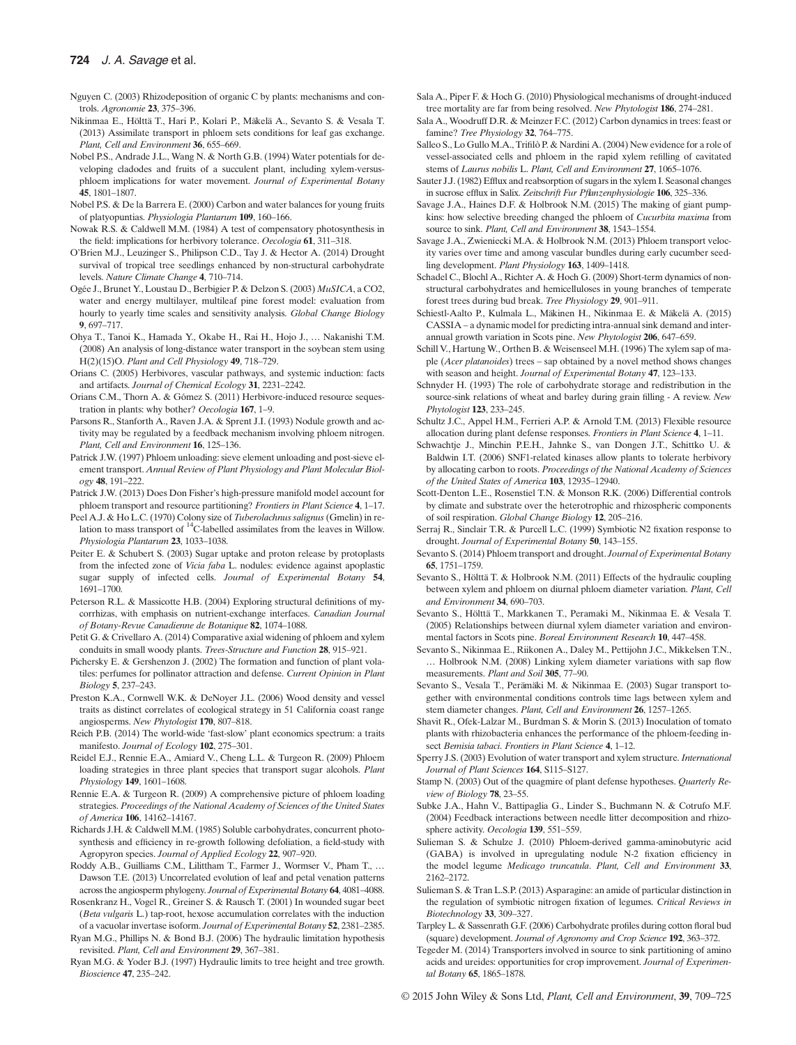Nguyen C. (2003) Rhizodeposition of organic C by plants: mechanisms and controls. *Agronomie* **23**, 375–396.

Nikinmaa E., Hölttä T., Hari P., Kolari P., Mäkelä A., Sevanto S. & Vesala T. (2013) Assimilate transport in phloem sets conditions for leaf gas exchange. *Plant, Cell and Environment* **36**, 655–669.

Nobel P.S., Andrade J.L., Wang N. & North G.B. (1994) Water potentials for developing cladodes and fruits of a succulent plant, including xylem-versus-phloem implications for water movement. *Journal of Experimental Botany* **45**, 1801–1807.

Nobel P.S. & De la Barrera E. (2000) Carbon and water balances for young fruits of platyopuntias. *Physiologia Plantarum* **109**, 160–166.

Nowak R.S. & Caldwell M.M. (1984) A test of compensatory photosynthesis in the field: implications for herbivory tolerance. *Oecologia* **61**, 311–318.

O'Brien M.J., Leuzinger S., Philipson C.D., Tay J. & Hector A. (2014) Drought survival of tropical tree seedlings enhanced by non-structural carbohydrate levels. *Nature Climate Change* **4**, 710–714.

Ogée J., Brunet Y., Loustau D., Berbigier P. & Delzon S. (2003) *MuSICA*, a CO2, water and energy multilayer, multileaf pine forest model: evaluation from hourly to yearly time scales and sensitivity analysis. *Global Change Biology* **9**, 697–717.

Ohya T., Tanoi K., Hamada Y., Okabe H., Rai H., Hojo J., … Nakanishi T.M. (2008) An analysis of long-distance water transport in the soybean stem using H(2)(15)O. *Plant and Cell Physiology* **49**, 718–729.

Orians C. (2005) Herbivores, vascular pathways, and systemic induction: facts and artifacts. *Journal of Chemical Ecology* **31**, 2231–2242.

Orians C.M., Thorn A. & Gómez S. (2011) Herbivore-induced resource sequestration in plants: why bother? *Oecologia* **167**, 1–9.

Parsons R., Stanforth A., Raven J.A. & Sprent J.I. (1993) Nodule growth and activity may be regulated by a feedback mechanism involving phloem nitrogen. *Plant, Cell and Environment* **16**, 125–136.

Patrick J.W. (1997) Phloem unloading: sieve element unloading and post-sieve element transport. *Annual Review of Plant Physiology and Plant Molecular Biology* **48**, 191–222.

Patrick J.W. (2013) Does Don Fisher's high-pressure manifold model account for phloem transport and resource partitioning? *Frontiers in Plant Science* **4**, 1–17.

Peel A.J. & Ho L.C. (1970) Colony size of *Tuberolachnus salignus* (Gmelin) in relation to mass transport of $^{14}$C-labelled assimilates from the leaves in Willow. *Physiologia Plantarum* **23**, 1033–1038.

Peiter E. & Schubert S. (2003) Sugar uptake and proton release by protoplasts from the infected zone of *Vicia faba* L. nodules: evidence against apoplastic sugar supply of infected cells. *Journal of Experimental Botany* **54**, 1691–1700.

Peterson R.L. & Massicotte H.B. (2004) Exploring structural definitions of mycorrhizas, with emphasis on nutrient-exchange interfaces. *Canadian Journal of Botany-Revue Canadienne de Botanique* **82**, 1074–1088.

Petit G. & Crivellaro A. (2014) Comparative axial widening of phloem and xylem conduits in small woody plants. *Trees-Structure and Function* **28**, 915–921.

Pichersky E. & Gershenzon J. (2002) The formation and function of plant volatiles: perfumes for pollinator attraction and defense. *Current Opinion in Plant Biology* **5**, 237–243.

Preston K.A., Cornwell W.K. & DeNoyer J.L. (2006) Wood density and vessel traits as distinct correlates of ecological strategy in 51 California coast range angiosperms. *New Phytologist* **170**, 807–818.

Reich P.B. (2014) The world-wide 'fast-slow' plant economics spectrum: a traits manifesto. *Journal of Ecology* **102**, 275–301.

Reidel E.J., Rennie E.A., Amiard V., Cheng L.L. & Turgeon R. (2009) Phloem loading strategies in three plant species that transport sugar alcohols. *Plant Physiology* **149**, 1601–1608.

Rennie E.A. & Turgeon R. (2009) A comprehensive picture of phloem loading strategies. *Proceedings of the National Academy of Sciences of the United States of America* **106**, 14162–14167.

Richards J.H. & Caldwell M.M. (1985) Soluble carbohydrates, concurrent photosynthesis and efficiency in re-growth following defoliation, a field-study with Agropyron species. *Journal of Applied Ecology* **22**, 907–920.

Roddy A.B., Guilliams C.M., Lilittham T., Farmer J., Wormser V., Pham T., … Dawson T.E. (2013) Uncorrelated evolution of leaf and petal venation patterns across the angiosperm phylogeny. *Journal of Experimental Botany* **64**, 4081–4088.

Rosenkranz H., Vogel R., Greiner S. & Rausch T. (2001) In wounded sugar beet (*Beta vulgaris* L.) tap-root, hexose accumulation correlates with the induction of a vacuolar invertase isoform. *Journal of Experimental Botany* **52**, 2381–2385.

Ryan M.G., Phillips N. & Bond B.J. (2006) The hydraulic limitation hypothesis revisited. *Plant, Cell and Environment* **29**, 367–381.

Ryan M.G. & Yoder B.J. (1997) Hydraulic limits to tree height and tree growth. *Bioscience* **47**, 235–242.

Sala A., Piper F. & Hoch G. (2010) Physiological mechanisms of drought-induced tree mortality are far from being resolved. *New Phytologist* **186**, 274–281.

Sala A., Woodruff D.R. & Meinzer F.C. (2012) Carbon dynamics in trees: feast or famine? *Tree Physiology* **32**, 764–775.

Salleo S., Lo Gullo M.A., Trifilò P. & Nardini A. (2004) New evidence for a role of vessel-associated cells and phloem in the rapid xylem refilling of cavitated stems of *Laurus nobilis* L. *Plant, Cell and Environment* **27**, 1065–1076.

Sauter J.J. (1982) Efflux and reabsorption of sugars in the xylem I. Seasonal changes in sucrose efflux in Salix. *Zeitschrift Fur Pflanzenphysiologie* **106**, 325–336.

Savage J.A., Haines D.F. & Holbrook N.M. (2015) The making of giant pumpkins: how selective breeding changed the phloem of *Cucurbita maxima* from source to sink. *Plant, Cell and Environment* **38**, 1543–1554.

Savage J.A., Zwieniecki M.A. & Holbrook N.M. (2013) Phloem transport velocity varies over time and among vascular bundles during early cucumber seedling development. *Plant Physiology* **163**, 1409–1418.

Schadel C., Blochl A., Richter A. & Hoch G. (2009) Short-term dynamics of non-structural carbohydrates and hemicelluloses in young branches of temperate forest trees during bud break. *Tree Physiology* **29**, 901–911.

Schiestl-Aalto P., Kulmala L., Mäkinen H., Nikinmaa E. & Mäkelä A. (2015) CASSIA – a dynamic model for predicting intra-annual sink demand and inter-annual growth variation in Scots pine. *New Phytologist* **206**, 647–659.

Schill V., Hartung W., Orthen B. & Weisenseel M.H. (1996) The xylem sap of maple (*Acer platanoides*) trees – sap obtained by a novel method shows changes with season and height. *Journal of Experimental Botany* **47**, 123–133.

Schnyder H. (1993) The role of carbohydrate storage and redistribution in the source-sink relations of wheat and barley during grain filling - A review. *New Phytologist* **123**, 233–245.

Schultz J.C., Appel H.M., Ferrieri A.P. & Arnold T.M. (2013) Flexible resource allocation during plant defense responses. *Frontiers in Plant Science* **4**, 1–11.

Schwachtje J., Minchin P.E.H., Jahnke S., van Dongen J.T., Schittko U. & Baldwin I.T. (2006) SNF1-related kinases allow plants to tolerate herbivory by allocating carbon to roots. *Proceedings of the National Academy of Sciences of the United States of America* **103**, 12935–12940.

Scott-Denton L.E., Rosenstiel T.N. & Monson R.K. (2006) Differential controls by climate and substrate over the heterotrophic and rhizospheric components of soil respiration. *Global Change Biology* **12**, 205–216.

Serraj R., Sinclair T.R. & Purcell L.C. (1999) Symbiotic N2 fixation response to drought. *Journal of Experimental Botany* **50**, 143–155.

Sevanto S. (2014) Phloem transport and drought. *Journal of Experimental Botany* **65**, 1751–1759.

Sevanto S., Hölttä T. & Holbrook N.M. (2011) Effects of the hydraulic coupling between xylem and phloem on diurnal phloem diameter variation. *Plant, Cell and Environment* **34**, 690–703.

Sevanto S., Hölttä T., Markkanen T., Peramaki M., Nikinmaa E. & Vesala T. (2005) Relationships between diurnal xylem diameter variation and environmental factors in Scots pine. *Boreal Environment Research* **10**, 447–458.

Sevanto S., Nikinmaa E., Riikonen A., Daley M., Pettijohn J.C., Mikkelsen T.N., … Holbrook N.M. (2008) Linking xylem diameter variations with sap flow measurements. *Plant and Soil* **305**, 77–90.

Sevanto S., Vesala T., Perämäki M. & Nikinmaa E. (2003) Sugar transport together with environmental conditions controls time lags between xylem and stem diameter changes. *Plant, Cell and Environment* **26**, 1257–1265.

Shavit R., Ofek-Lalzar M., Burdman S. & Morin S. (2013) Inoculation of tomato plants with rhizobacteria enhances the performance of the phloem-feeding insect *Bemisia tabaci*. *Frontiers in Plant Science* **4**, 1–12.

Sperry J.S. (2003) Evolution of water transport and xylem structure. *International Journal of Plant Sciences* **164**, S115–S127.

Stamp N. (2003) Out of the quagmire of plant defense hypotheses. *Quarterly Review of Biology* **78**, 23–55.

Subke J.A., Hahn V., Battipaglia G., Linder S., Buchmann N. & Cotrufo M.F. (2004) Feedback interactions between needle litter decomposition and rhizosphere activity. *Oecologia* **139**, 551–559.

Sulieman S. & Schulze J. (2010) Phloem-derived gamma-aminobutyric acid (GABA) is involved in upregulating nodule N-2 fixation efficiency in the model legume *Medicago truncatula*. *Plant, Cell and Environment* **33**, 2162–2172.

Sulieman S. & Tran L.S.P. (2013) Asparagine: an amide of particular distinction in the regulation of symbiotic nitrogen fixation of legumes. *Critical Reviews in Biotechnology* **33**, 309–327.

Tarpley L. & Sassenrath G.F. (2006) Carbohydrate profiles during cotton floral bud (square) development. *Journal of Agronomy and Crop Science* **192**, 363–372.

Tegeder M. (2014) Transporters involved in source to sink partitioning of amino acids and ureides: opportunities for crop improvement. *Journal of Experimental Botany* **65**, 1865–1878.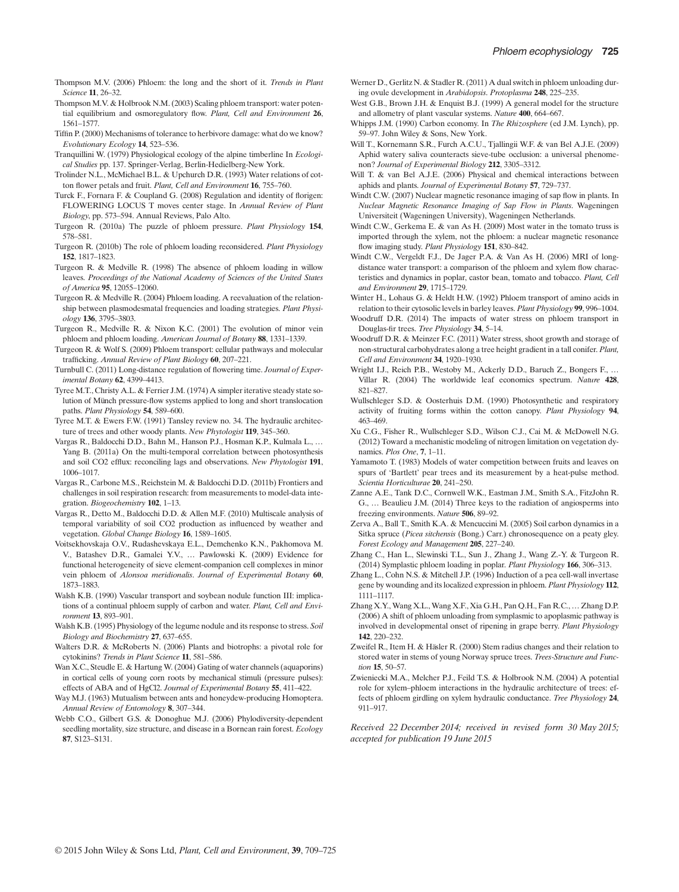Thompson M.V. (2006) Phloem: the long and the short of it. *Trends in Plant Science* **11**, 26–32.

Thompson M.V. & Holbrook N.M. (2003) Scaling phloem transport: water potential equilibrium and osmoregulatory flow. *Plant, Cell and Environment* **26**, 1561–1577.

Tiffin P. (2000) Mechanisms of tolerance to herbivore damage: what do we know? *Evolutionary Ecology* **14**, 523–536.

Tranquillini W. (1979) Physiological ecology of the alpine timberline In *Ecological Studies* pp. 137. Springer-Verlag, Berlin-Hedielberg-New York.

Trolinder N.L., McMichael B.L. & Upchurch D.R. (1993) Water relations of cotton flower petals and fruit. *Plant, Cell and Environment* **16**, 755–760.

Turck F., Fornara F. & Coupland G. (2008) Regulation and identity of florigen: FLOWERING LOCUS T moves center stage. In *Annual Review of Plant Biology*, pp. 573–594. Annual Reviews, Palo Alto.

Turgeon R. (2010a) The puzzle of phloem pressure. *Plant Physiology* **154**, 578–581.

Turgeon R. (2010b) The role of phloem loading reconsidered. *Plant Physiology* **152**, 1817–1823.

Turgeon R. & Medville R. (1998) The absence of phloem loading in willow leaves. *Proceedings of the National Academy of Sciences of the United States of America* **95**, 12055–12060.

Turgeon R. & Medville R. (2004) Phloem loading. A reevaluation of the relationship between plasmodesmatal frequencies and loading strategies. *Plant Physiology* **136**, 3795–3803.

Turgeon R., Medville R. & Nixon K.C. (2001) The evolution of minor vein phloem and phloem loading. *American Journal of Botany* **88**, 1331–1339.

Turgeon R. & Wolf S. (2009) Phloem transport: cellular pathways and molecular trafficking. *Annual Review of Plant Biology* **60**, 207–221.

Turnbull C. (2011) Long-distance regulation of flowering time. *Journal of Experimental Botany* **62**, 4399–4413.

Tyree M.T., Christy A.L. & Ferrier J.M. (1974) A simpler iterative steady state solution of Münch pressure-flow systems applied to long and short translocation paths. *Plant Physiology* **54**, 589–600.

Tyree M.T. & Ewers F.W. (1991) Tansley review no. 34. The hydraulic architecture of trees and other woody plants. *New Phytologist* **119**, 345–360.

Vargas R., Baldocchi D.D., Bahn M., Hanson P.J., Hosman K.P., Kulmala L., … Yang B. (2011a) On the multi-temporal correlation between photosynthesis and soil CO2 efflux: reconciling lags and observations. *New Phytologist* **191**, 1006–1017.

Vargas R., Carbone M.S., Reichstein M. & Baldocchi D.D. (2011b) Frontiers and challenges in soil respiration research: from measurements to model-data integration. *Biogeochemistry* **102**, 1–13.

Vargas R., Detto M., Baldocchi D.D. & Allen M.F. (2010) Multiscale analysis of temporal variability of soil CO2 production as influenced by weather and vegetation. *Global Change Biology* **16**, 1589–1605.

Voitsekhovskaja O.V., Rudashevskaya E.L., Demchenko K.N., Pakhomova M. V., Batashev D.R., Gamalei Y.V., … Pawlowski K. (2009) Evidence for functional heterogeneity of sieve element-companion cell complexes in minor vein phloem of *Alonsoa meridionalis*. *Journal of Experimental Botany* **60**, 1873–1883.

Walsh K.B. (1990) Vascular transport and soybean nodule function III: implications of a continual phloem supply of carbon and water. *Plant, Cell and Environment* **13**, 893–901.

Walsh K.B. (1995) Physiology of the legume nodule and its response to stress. *Soil Biology and Biochemistry* **27**, 637–655.

Walters D.R. & McRoberts N. (2006) Plants and biotrophs: a pivotal role for cytokinins? *Trends in Plant Science* **11**, 581–586.

Wan X.C., Steudle E. & Hartung W. (2004) Gating of water channels (aquaporins) in cortical cells of young corn roots by mechanical stimuli (pressure pulses): effects of ABA and of HgCl2. *Journal of Experimental Botany* **55**, 411–422.

Way M.J. (1963) Mutualism between ants and honeydew-producing Homoptera. *Annual Review of Entomology* **8**, 307–344.

Webb C.O., Gilbert G.S. & Donoghue M.J. (2006) Phylodiversity-dependent seedling mortality, size structure, and disease in a Bornean rain forest. *Ecology* **87**, S123–S131.

Werner D., Gerlitz N. & Stadler R. (2011) A dual switch in phloem unloading during ovule development in *Arabidopsis*. *Protoplasma* **248**, 225–235.

West G.B., Brown J.H. & Enquist B.J. (1999) A general model for the structure and allometry of plant vascular systems. *Nature* **400**, 664–667.

Whipps J.M. (1990) Carbon economy. In *The Rhizosphere* (ed J.M. Lynch), pp. 59–97. John Wiley & Sons, New York.

Will T., Kornemann S.R., Furch A.C.U., Tjallingii W.F. & van Bel A.J.E. (2009) Aphid watery saliva counteracts sieve-tube occlusion: a universal phenomenon? *Journal of Experimental Biology* **212**, 3305–3312.

Will T. & van Bel A.J.E. (2006) Physical and chemical interactions between aphids and plants. *Journal of Experimental Botany* **57**, 729–737.

Windt C.W. (2007) Nuclear magnetic resonance imaging of sap flow in plants. In *Nuclear Magnetic Resonance Imaging of Sap Flow in Plants*. Wageningen Universiteit (Wageningen University), Wageningen Netherlands.

Windt C.W., Gerkema E. & van As H. (2009) Most water in the tomato truss is imported through the xylem, not the phloem: a nuclear magnetic resonance flow imaging study. *Plant Physiology* **151**, 830–842.

Windt C.W., Vergeldt F.J., De Jager P.A. & Van As H. (2006) MRI of long-distance water transport: a comparison of the phloem and xylem flow characteristics and dynamics in poplar, castor bean, tomato and tobacco. *Plant, Cell and Environment* **29**, 1715–1729.

Winter H., Lohaus G. & Heldt H.W. (1992) Phloem transport of amino acids in relation to their cytosolic levels in barley leaves. *Plant Physiology* **99**, 996–1004.

Woodruff D.R. (2014) The impacts of water stress on phloem transport in Douglas-fir trees. *Tree Physiology* **34**, 5–14.

Woodruff D.R. & Meinzer F.C. (2011) Water stress, shoot growth and storage of non-structural carbohydrates along a tree height gradient in a tall conifer. *Plant, Cell and Environment* **34**, 1920–1930.

Wright I.J., Reich P.B., Westoby M., Ackerly D.D., Baruch Z., Bongers F., … Villar R. (2004) The worldwide leaf economics spectrum. *Nature* **428**, 821–827.

Wullschleger S.D. & Oosterhuis D.M. (1990) Photosynthetic and respiratory activity of fruiting forms within the cotton canopy. *Plant Physiology* **94**, 463–469.

Xu C.G., Fisher R., Wullschleger S.D., Wilson C.J., Cai M. & McDowell N.G. (2012) Toward a mechanistic modeling of nitrogen limitation on vegetation dynamics. *Plos One*, **7**, 1–11.

Yamamoto T. (1983) Models of water competition between fruits and leaves on spurs of 'Bartlett' pear trees and its measurement by a heat-pulse method. *Scientia Horticulturae* **20**, 241–250.

Zanne A.E., Tank D.C., Cornwell W.K., Eastman J.M., Smith S.A., FitzJohn R. G., … Beaulieu J.M. (2014) Three keys to the radiation of angiosperms into freezing environments. *Nature* **506**, 89–92.

Zerva A., Ball T., Smith K.A. & Mencuccini M. (2005) Soil carbon dynamics in a Sitka spruce (*Picea sitchensis* (Bong.) Carr.) chronosequence on a peaty gley. *Forest Ecology and Management* **205**, 227–240.

Zhang C., Han L., Slewinski T.L., Sun J., Zhang J., Wang Z.-Y. & Turgeon R. (2014) Symplastic phloem loading in poplar. *Plant Physiology* **166**, 306–313.

Zhang L., Cohn N.S. & Mitchell J.P. (1996) Induction of a pea cell-wall invertase gene by wounding and its localized expression in phloem. *Plant Physiology* **112**, 1111–1117.

Zhang X.Y., Wang X.L., Wang X.F., Xia G.H., Pan Q.H., Fan R.C., … Zhang D.P. (2006) A shift of phloem unloading from symplasmic to apoplasmic pathway is involved in developmental onset of ripening in grape berry. *Plant Physiology* **142**, 220–232.

Zweifel R., Item H. & Häsler R. (2000) Stem radius changes and their relation to stored water in stems of young Norway spruce trees. *Trees-Structure and Function* **15**, 50–57.

Zwieniecki M.A., Melcher P.J., Feild T.S. & Holbrook N.M. (2004) A potential role for xylem–phloem interactions in the hydraulic architecture of trees: effects of phloem girdling on xylem hydraulic conductance. *Tree Physiology* **24**, 911–917.

*Received 22 December 2014; received in revised form 30 May 2015; accepted for publication 19 June 2015*